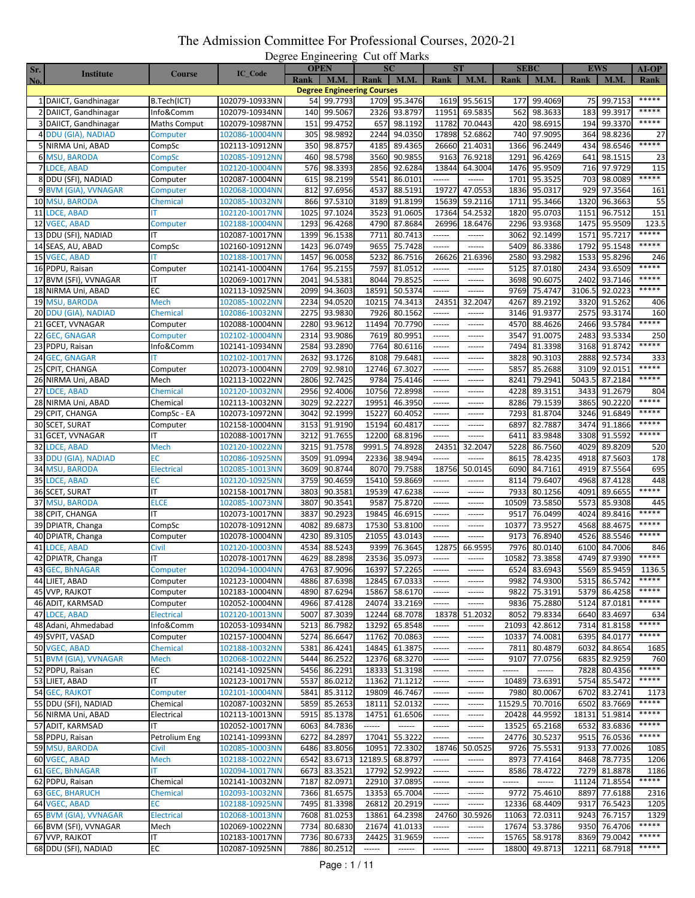# The Admission Committee For Professional Courses, 2020-21

## Degree Engineering Cut off Marks

| Sr. No. | Institute | Course | IC_Code | OPEN | | SC | | ST | | SEBC | | EWS | | AI-OP |
|---|---|---|---|---|---|---|---|---|---|---|---|---|---|---|
| | | | | Rank | M.M. | Rank | M.M. | Rank | M.M. | Rank | M.M. | Rank | M.M. | Rank |
| | | | | **Degree Engineering Courses** | | | | | | | | | | |
| 1 | DAIICT, Gandhinagar | B.Tech(ICT) | 102079-10933NN | 54 | 99.7793 | 1709 | 95.3476 | 1619 | 95.5615 | 177 | 99.4069 | 75 | 99.7153 | ***** |
| 2 | DAIICT, Gandhinagar | Info&Comm | 102079-10934NN | 140 | 99.5067 | 2326 | 93.8797 | 11951 | 69.5835 | 562 | 98.3633 | 183 | 99.3917 | ***** |
| 3 | DAIICT, Gandhinagar | Maths Comput | 102079-10987NN | 151 | 99.4752 | 657 | 98.1192 | 11782 | 70.0443 | 420 | 98.6915 | 194 | 99.3370 | ***** |
| 4 | DDU (GIA), NADIAD | Computer | 102086-10004NN | 305 | 98.9892 | 2244 | 94.0350 | 17898 | 52.6862 | 740 | 97.9095 | 364 | 98.8236 | 27 |
| 5 | NIRMA Uni, ABAD | CompSc | 102113-10912NN | 350 | 98.8757 | 4185 | 89.4365 | 26660 | 21.4031 | 1366 | 96.2449 | 434 | 98.6546 | ***** |
| 6 | MSU, BARODA | CompSc | 102085-10912NN | 460 | 98.5798 | 3560 | 90.9855 | 9163 | 76.9218 | 1291 | 96.4269 | 641 | 98.1515 | 23 |
| 7 | LDCE, ABAD | Computer | 102120-10004NN | 576 | 98.3393 | 2856 | 92.6284 | 13844 | 64.3004 | 1476 | 95.9509 | 716 | 97.9729 | 115 |
| 8 | DDU (SFI), NADIAD | Computer | 102087-10004NN | 615 | 98.2199 | 5541 | 86.0101 | ------ | ------ | 1701 | 95.3525 | 703 | 98.0089 | ***** |
| 9 | BVM (GIA), VVNAGAR | Computer | 102068-10004NN | 812 | 97.6956 | 4537 | 88.5191 | 19727 | 47.0553 | 1836 | 95.0317 | 929 | 97.3564 | 161 |
| 10 | MSU, BARODA | Chemical | 102085-10032NN | 866 | 97.5310 | 3189 | 91.8199 | 15639 | 59.2116 | 1711 | 95.3466 | 1320 | 96.3663 | 55 |
| 11 | LDCE, ABAD | IT | 102120-10017NN | 1025 | 97.1024 | 3523 | 91.0605 | 17364 | 54.2532 | 1820 | 95.0703 | 1151 | 96.7512 | 151 |
| 12 | VGEC, ABAD | Computer | 102188-10004NN | 1293 | 96.4268 | 4790 | 87.8684 | 26996 | 18.6476 | 2296 | 93.9368 | 1475 | 95.9509 | 123.5 |
| 13 | DDU (SFI), NADIAD | IT | 102087-10017NN | 1399 | 96.1538 | 7711 | 80.7413 | ------ | ------ | 3062 | 92.1499 | 1571 | 95.7217 | ***** |
| 14 | SEAS, AU, ABAD | CompSc | 102160-10912NN | 1423 | 96.0749 | 9655 | 75.7428 | ------ | ------ | 5409 | 86.3386 | 1792 | 95.1548 | ***** |
| 15 | VGEC, ABAD | IT | 102188-10017NN | 1457 | 96.0058 | 5232 | 86.7516 | 26626 | 21.6396 | 2580 | 93.2982 | 1533 | 95.8296 | 246 |
| 16 | PDPU, Raisan | Computer | 102141-10004NN | 1764 | 95.2155 | 7597 | 81.0512 | ------ | ------ | 5125 | 87.0180 | 2434 | 93.6509 | ***** |
| 17 | BVM (SFI), VVNAGAR | IT | 102069-10017NN | 2041 | 94.5381 | 8044 | 79.8525 | ------ | ------ | 3698 | 90.6075 | 2402 | 93.7146 | ***** |
| 18 | NIRMA Uni, ABAD | EC | 102113-10925NN | 2099 | 94.3603 | 18591 | 50.5374 | ------ | ------ | 9769 | 75.4747 | 3106.5 | 92.0223 | ***** |
| 19 | MSU, BARODA | Mech | 102085-10022NN | 2234 | 94.0520 | 10215 | 74.3413 | 24351 | 32.2047 | 4267 | 89.2192 | 3320 | 91.5262 | 406 |
| 20 | DDU (GIA), NADIAD | Chemical | 102086-10032NN | 2275 | 93.9830 | 7926 | 80.1562 | ------ | ------ | 3146 | 91.9377 | 2575 | 93.3174 | 160 |
| 21 | GCET, VVNAGAR | Computer | 102088-10004NN | 2280 | 93.9612 | 11494 | 70.7790 | ------ | ------ | 4570 | 88.4626 | 2466 | 93.5784 | ***** |
| 22 | GEC, GNAGAR | Computer | 102102-10004NN | 2314 | 93.9086 | 7619 | 80.9951 | ------ | ------ | 3547 | 91.0075 | 2483 | 93.5334 | 250 |
| 23 | PDPU, Raisan | Info&Comm | 102141-10934NN | 2584 | 93.2890 | 7764 | 80.6116 | ------ | ------ | 7494 | 81.3398 | 3168 | 91.8742 | ***** |
| 24 | GEC, GNAGAR | IT | 102102-10017NN | 2632 | 93.1726 | 8108 | 79.6481 | ------ | ------ | 3828 | 90.3103 | 2888 | 92.5734 | 333 |
| 25 | CPIT, CHANGA | Computer | 102073-10004NN | 2709 | 92.9810 | 12746 | 67.3027 | ------ | ------ | 5857 | 85.2688 | 3109 | 92.0151 | ***** |
| 26 | NIRMA Uni, ABAD | Mech | 102113-10022NN | 2806 | 92.7425 | 9784 | 75.4146 | ------ | ------ | 8241 | 79.2941 | 5043.5 | 87.2184 | ***** |
| 27 | LDCE, ABAD | Chemical | 102120-10032NN | 2956 | 92.4006 | 10756 | 72.8998 | ------ | ------ | 4228 | 89.3151 | 3433 | 91.2679 | 804 |
| 28 | NIRMA Uni, ABAD | Chemical | 102113-10032NN | 3029 | 92.2227 | 19951 | 46.3950 | ------ | ------ | 8286 | 79.1539 | 3865 | 90.2220 | ***** |
| 29 | CPIT, CHANGA | CompSc - EA | 102073-10972NN | 3042 | 92.1999 | 15227 | 60.4052 | ------ | ------ | 7293 | 81.8704 | 3246 | 91.6849 | ***** |
| 30 | SCET, SURAT | Computer | 102158-10004NN | 3153 | 91.9190 | 15194 | 60.4817 | ------ | ------ | 6897 | 82.7887 | 3474 | 91.1866 | ***** |
| 31 | GCET, VVNAGAR | IT | 102088-10017NN | 3212 | 91.7655 | 12200 | 68.8196 | ------ | ------ | 6411 | 83.9848 | 3308 | 91.5592 | ***** |
| 32 | LDCE, ABAD | Mech | 102120-10022NN | 3215 | 91.7578 | 9991.5 | 74.8928 | 24351 | 32.2047 | 5228 | 86.7560 | 4029 | 89.8209 | 520 |
| 33 | DDU (GIA), NADIAD | EC | 102086-10925NN | 3509 | 91.0994 | 22336 | 38.9494 | ------ | ------ | 8615 | 78.4235 | 4918 | 87.5603 | 178 |
| 34 | MSU, BARODA | Electrical | 102085-10013NN | 3609 | 90.8744 | 8070 | 79.7588 | 18756 | 50.0145 | 6090 | 84.7161 | 4919 | 87.5564 | 695 |
| 35 | LDCE, ABAD | EC | 102120-10925NN | 3759 | 90.4659 | 15410 | 59.8669 | ------ | ------ | 8114 | 79.6407 | 4968 | 87.4128 | 448 |
| 36 | SCET, SURAT | IT | 102158-10017NN | 3803 | 90.3581 | 19539 | 47.6238 | ------ | ------ | 7933 | 80.1256 | 4091 | 89.6655 | ***** |
| 37 | MSU, BARODA | ELCE | 102085-10073NN | 3807 | 90.3541 | 9587 | 75.8720 | ------ | ------ | 10509 | 73.5850 | 5573 | 85.9308 | 445 |
| 38 | CPIT, CHANGA | IT | 102073-10017NN | 3837 | 90.2923 | 19845 | 46.6915 | ------ | ------ | 9517 | 76.0499 | 4024 | 89.8416 | ***** |
| 39 | DPIATR, Changa | CompSc | 102078-10912NN | 4082 | 89.6873 | 17530 | 53.8100 | ------ | ------ | 10377 | 73.9527 | 4568 | 88.4675 | ***** |
| 40 | DPIATR, Changa | Computer | 102078-10004NN | 4230 | 89.3105 | 21055 | 43.0143 | ------ | ------ | 9173 | 76.8940 | 4526 | 88.5546 | ***** |
| 41 | LDCE, ABAD | Civil | 102120-10003NN | 4534 | 88.5243 | 9399 | 76.3645 | 12875 | 66.9595 | 7976 | 80.0140 | 6100 | 84.7006 | 846 |
| 42 | DPIATR, Changa | IT | 102078-10017NN | 4629 | 88.2898 | 23536 | 35.0973 | ------ | ------ | 10582 | 73.3858 | 4749 | 87.9390 | ***** |
| 43 | GEC, BhNAGAR | Computer | 102094-10004NN | 4763 | 87.9096 | 16397 | 57.2265 | ------ | ------ | 6524 | 83.6943 | 5569 | 85.9459 | 1136.5 |
| 44 | LJIET, ABAD | Computer | 102123-10004NN | 4886 | 87.6398 | 12845 | 67.0333 | ------ | ------ | 9982 | 74.9300 | 5315 | 86.5742 | ***** |
| 45 | VVP, RAJKOT | Computer | 102183-10004NN | 4890 | 87.6294 | 15867 | 58.6170 | ------ | ------ | 9822 | 75.3191 | 5379 | 86.4258 | ***** |
| 46 | ADIT, KARMSAD | Computer | 102052-10004NN | 4966 | 87.4128 | 24074 | 33.2169 | ------ | ------ | 9836 | 75.2880 | 5124 | 87.0181 | ***** |
| 47 | LDCE, ABAD | Electrical | 102120-10013NN | 5007 | 87.3039 | 12244 | 68.7078 | 18378 | 51.2032 | 8052 | 79.8334 | 6640 | 83.4697 | 634 |
| 48 | Adani, Ahmedabad | Info&Comm | 102053-10934NN | 5213 | 86.7982 | 13292 | 65.8548 | ------ | ------ | 21093 | 42.8612 | 7314 | 81.8158 | ***** |
| 49 | SVPIT, VASAD | Computer | 102157-10004NN | 5274 | 86.6647 | 11762 | 70.0863 | ------ | ------ | 10337 | 74.0081 | 6395 | 84.0177 | ***** |
| 50 | VGEC, ABAD | Chemical | 102188-10032NN | 5381 | 86.4241 | 14845 | 61.3875 | ------ | ------ | 7811 | 80.4879 | 6032 | 84.8654 | 1685 |
| 51 | BVM (GIA), VVNAGAR | Mech | 102068-10022NN | 5444 | 86.2522 | 12376 | 68.3270 | ------ | ------ | 9107 | 77.0756 | 6835 | 82.9259 | 760 |
| 52 | PDPU, Raisan | EC | 102141-10925NN | 5456 | 86.2291 | 18333 | 51.3198 | ------ | ------ | ------ | ------ | 7828 | 80.4356 | ***** |
| 53 | LJIET, ABAD | IT | 102123-10017NN | 5537 | 86.0212 | 11362 | 71.1212 | ------ | ------ | 10489 | 73.6391 | 5754 | 85.5472 | ***** |
| 54 | GEC, RAJKOT | Computer | 102101-10004NN | 5841 | 85.3112 | 19809 | 46.7467 | ------ | ------ | 7980 | 80.0067 | 6702 | 83.2741 | 1173 |
| 55 | DDU (SFI), NADIAD | Chemical | 102087-10032NN | 5859 | 85.2653 | 18111 | 52.0132 | ------ | ------ | 11529.5 | 70.7016 | 6502 | 83.7669 | ***** |
| 56 | NIRMA Uni, ABAD | Electrical | 102113-10013NN | 5915 | 85.1378 | 14751 | 61.6506 | ------ | ------ | 20428 | 44.9592 | 18131 | 51.9814 | ***** |
| 57 | ADIT, KARMSAD | IT | 102052-10017NN | 6063 | 84.7836 | ------ | ------ | ------ | ------ | 13525 | 65.2168 | 6532 | 83.6836 | ***** |
| 58 | PDPU, Raisan | Petrolium Eng | 102141-10993NN | 6272 | 84.2897 | 17041 | 55.3222 | ------ | ------ | 24776 | 30.5237 | 9515 | 76.0536 | ***** |
| 59 | MSU, BARODA | Civil | 102085-10003NN | 6486 | 83.8056 | 10951 | 72.3302 | 18746 | 50.0525 | 9726 | 75.5531 | 9133 | 77.0026 | 1085 |
| 60 | VGEC, ABAD | Mech | 102188-10022NN | 6542 | 83.6713 | 12189.5 | 68.8797 | ------ | ------ | 8973 | 77.4164 | 8468 | 78.7735 | 1206 |
| 61 | GEC, BhNAGAR | IT | 102094-10017NN | 6673 | 83.3521 | 17792 | 52.9922 | ------ | ------ | 8586 | 78.4722 | 7279 | 81.8878 | 1186 |
| 62 | PDPU, Raisan | Chemical | 102141-10032NN | 7187 | 82.0971 | 22910 | 37.0895 | ------ | ------ | ------ | ------ | 11124 | 71.8554 | ***** |
| 63 | GEC, BHARUCH | Chemical | 102093-10032NN | 7366 | 81.6575 | 13353 | 65.7004 | ------ | ------ | 9772 | 75.4610 | 8897 | 77.6188 | 2316 |
| 64 | VGEC, ABAD | EC | 102188-10925NN | 7495 | 81.3398 | 26812 | 20.2919 | ------ | ------ | 12336 | 68.4409 | 9317 | 76.5423 | 1205 |
| 65 | BVM (GIA), VVNAGAR | Electrical | 102068-10013NN | 7608 | 81.0253 | 13861 | 64.2398 | 24760 | 30.5926 | 11063 | 72.0311 | 9243 | 76.7157 | 1329 |
| 66 | BVM (SFI), VVNAGAR | Mech | 102069-10022NN | 7734 | 80.6830 | 21674 | 41.0133 | ------ | ------ | 17674 | 53.3786 | 9350 | 76.4706 | ***** |
| 67 | VVP, RAJKOT | IT | 102183-10017NN | 7736 | 80.6733 | 24425 | 31.9659 | ------ | ------ | 15765 | 58.9178 | 8369 | 79.0042 | ***** |
| 68 | DDU (SFI), NADIAD | EC | 102087-10925NN | 7886 | 80.2512 | ------ | ------ | ------ | ------ | 18800 | 49.8713 | 12211 | 68.7918 | ***** |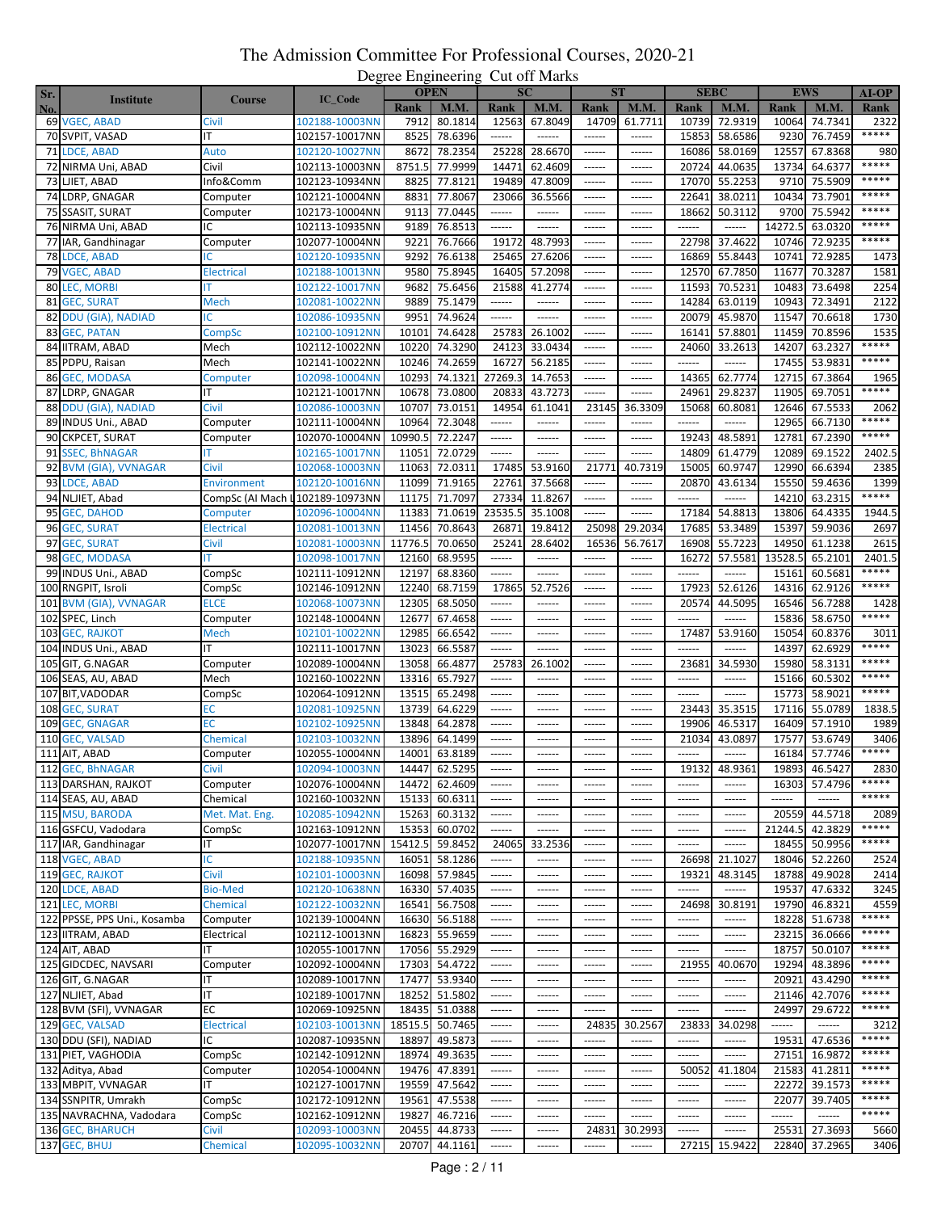# The Admission Committee For Professional Courses, 2020-21

## Degree Engineering Cut off Marks

| Sr. No. | Institute | Course | IC_Code | OPEN | | SC | | ST | | SEBC | | EWS | | AI-OP |
|---|---|---|---|---|---|---|---|---|---|---|---|---|---|---|
| | | | | Rank | M.M. | Rank | M.M. | Rank | M.M. | Rank | M.M. | Rank | M.M. | Rank |
| 69 | VGEC, ABAD | Civil | 102188-10003NN | 7912 | 80.1814 | 12563 | 67.8049 | 14709 | 61.7711 | 10739 | 72.9319 | 10064 | 74.7341 | 2322 |
| 70 | SVPIT, VASAD | IT | 102157-10017NN | 8525 | 78.6396 | ------ | ------ | ------ | ------ | 15853 | 58.6586 | 9230 | 76.7459 | ***** |
| 71 | LDCE, ABAD | Auto | 102120-10027NN | 8672 | 78.2354 | 25228 | 28.6670 | ------ | ------ | 16086 | 58.0169 | 12557 | 67.8368 | 980 |
| 72 | NIRMA Uni, ABAD | Civil | 102113-10003NN | 8751.5 | 77.9999 | 14471 | 62.4609 | ------ | ------ | 20724 | 44.0635 | 13734 | 64.6377 | ***** |
| 73 | LJIET, ABAD | Info&Comm | 102123-10934NN | 8825 | 77.8121 | 19489 | 47.8009 | ------ | ------ | 17070 | 55.2253 | 9710 | 75.5909 | ***** |
| 74 | LDRP, GNAGAR | Computer | 102121-10004NN | 8831 | 77.8067 | 23066 | 36.5566 | ------ | ------ | 22641 | 38.0211 | 10434 | 73.7901 | ***** |
| 75 | SSASIT, SURAT | Computer | 102173-10004NN | 9113 | 77.0445 | ------ | ------ | ------ | ------ | 18662 | 50.3112 | 9700 | 75.5942 | ***** |
| 76 | NIRMA Uni, ABAD | IC | 102113-10935NN | 9189 | 76.8513 | ------ | ------ | ------ | ------ | ------ | ------ | 14272.5 | 63.0320 | ***** |
| 77 | IAR, Gandhinagar | Computer | 102077-10004NN | 9221 | 76.7666 | 19172 | 48.7993 | ------ | ------ | 22798 | 37.4622 | 10746 | 72.9235 | ***** |
| 78 | LDCE, ABAD | IC | 102120-10935NN | 9292 | 76.6138 | 25465 | 27.6206 | ------ | ------ | 16869 | 55.8443 | 10741 | 72.9285 | 1473 |
| 79 | VGEC, ABAD | Electrical | 102188-10013NN | 9580 | 75.8945 | 16405 | 57.2098 | ------ | ------ | 12570 | 67.7850 | 11677 | 70.3287 | 1581 |
| 80 | LEC, MORBI | IT | 102122-10017NN | 9682 | 75.6456 | 21588 | 41.2774 | ------ | ------ | 11593 | 70.5231 | 10483 | 73.6498 | 2254 |
| 81 | GEC, SURAT | Mech | 102081-10022NN | 9889 | 75.1479 | ------ | ------ | ------ | ------ | 14284 | 63.0119 | 10943 | 72.3491 | 2122 |
| 82 | DDU (GIA), NADIAD | IC | 102086-10935NN | 9951 | 74.9624 | ------ | ------ | ------ | ------ | 20079 | 45.9870 | 11547 | 70.6618 | 1730 |
| 83 | GEC, PATAN | CompSc | 102100-10912NN | 10101 | 74.6428 | 25783 | 26.1002 | ------ | ------ | 16141 | 57.8801 | 11459 | 70.8596 | 1535 |
| 84 | IITRAM, ABAD | Mech | 102112-10022NN | 10220 | 74.3290 | 24123 | 33.0434 | ------ | ------ | 24060 | 33.2613 | 14207 | 63.2327 | ***** |
| 85 | PDPU, Raisan | Mech | 102141-10022NN | 10246 | 74.2659 | 16727 | 56.2185 | ------ | ------ | ------ | ------ | 17455 | 53.9831 | ***** |
| 86 | GEC, MODASA | Computer | 102098-10004NN | 10293 | 74.1321 | 27269.3 | 14.7653 | ------ | ------ | 14365 | 62.7774 | 12715 | 67.3864 | 1965 |
| 87 | LDRP, GNAGAR | IT | 102121-10017NN | 10678 | 73.0800 | 20833 | 43.7273 | ------ | ------ | 24961 | 29.8237 | 11905 | 69.7051 | ***** |
| 88 | DDU (GIA), NADIAD | Civil | 102086-10003NN | 10707 | 73.0151 | 14954 | 61.1041 | 23145 | 36.3309 | 15068 | 60.8081 | 12646 | 67.5533 | 2062 |
| 89 | INDUS Uni., ABAD | Computer | 102111-10004NN | 10964 | 72.3048 | ------ | ------ | ------ | ------ | ------ | ------ | 12965 | 66.7130 | ***** |
| 90 | CKPCET, SURAT | Computer | 102070-10004NN | 10990.5 | 72.2247 | ------ | ------ | ------ | ------ | 19243 | 48.5891 | 12781 | 67.2390 | ***** |
| 91 | SSEC, BhNAGAR | IT | 102165-10017NN | 11051 | 72.0729 | ------ | ------ | ------ | ------ | 14809 | 61.4779 | 12089 | 69.1522 | 2402.5 |
| 92 | BVM (GIA), VVNAGAR | Civil | 102068-10003NN | 11063 | 72.0311 | 17485 | 53.9160 | 21771 | 40.7319 | 15005 | 60.9747 | 12990 | 66.6394 | 2385 |
| 93 | LDCE, ABAD | Environment | 102120-10016NN | 11099 | 71.9165 | 22761 | 37.5668 | ------ | ------ | 20870 | 43.6134 | 15550 | 59.4636 | 1399 |
| 94 | NLJIET, Abad | CompSc (AI Mach L | 102189-10973NN | 11175 | 71.7097 | 27334 | 11.8267 | ------ | ------ | ------ | ------ | 14210 | 63.2315 | ***** |
| 95 | GEC, DAHOD | Computer | 102096-10004NN | 11383 | 71.0619 | 23535.5 | 35.1008 | ------ | ------ | 17184 | 54.8813 | 13806 | 64.4335 | 1944.5 |
| 96 | GEC, SURAT | Electrical | 102081-10013NN | 11456 | 70.8643 | 26871 | 19.8412 | 25098 | 29.2034 | 17685 | 53.3489 | 15397 | 59.9036 | 2697 |
| 97 | GEC, SURAT | Civil | 102081-10003NN | 11776.5 | 70.0650 | 25241 | 28.6402 | 16536 | 56.7617 | 16908 | 55.7223 | 14950 | 61.1238 | 2615 |
| 98 | GEC, MODASA | IT | 102098-10017NN | 12160 | 68.9595 | ------ | ------ | ------ | ------ | 16272 | 57.5581 | 13528.5 | 65.2101 | 2401.5 |
| 99 | INDUS Uni., ABAD | CompSc | 102111-10912NN | 12197 | 68.8360 | ------ | ------ | ------ | ------ | ------ | ------ | 15161 | 60.5681 | ***** |
| 100 | RNGPIT, Isroli | CompSc | 102146-10912NN | 12240 | 68.7159 | 17865 | 52.7526 | ------ | ------ | 17923 | 52.6126 | 14316 | 62.9126 | ***** |
| 101 | BVM (GIA), VVNAGAR | ELCE | 102068-10073NN | 12305 | 68.5050 | ------ | ------ | ------ | ------ | 20574 | 44.5095 | 16546 | 56.7288 | 1428 |
| 102 | SPEC, Linch | Computer | 102148-10004NN | 12677 | 67.4658 | ------ | ------ | ------ | ------ | ------ | ------ | 15836 | 58.6750 | ***** |
| 103 | GEC, RAJKOT | Mech | 102101-10022NN | 12985 | 66.6542 | ------ | ------ | ------ | ------ | 17487 | 53.9160 | 15054 | 60.8376 | 3011 |
| 104 | INDUS Uni., ABAD | IT | 102111-10017NN | 13023 | 66.5587 | ------ | ------ | ------ | ------ | ------ | ------ | 14397 | 62.6929 | ***** |
| 105 | GIT, G.NAGAR | Computer | 102089-10004NN | 13058 | 66.4877 | 25783 | 26.1002 | ------ | ------ | 23681 | 34.5930 | 15980 | 58.3131 | ***** |
| 106 | SEAS, AU, ABAD | Mech | 102160-10022NN | 13316 | 65.7927 | ------ | ------ | ------ | ------ | ------ | ------ | 15166 | 60.5302 | ***** |
| 107 | BIT,VADODAR | CompSc | 102064-10912NN | 13515 | 65.2498 | ------ | ------ | ------ | ------ | ------ | ------ | 15773 | 58.9021 | ***** |
| 108 | GEC, SURAT | EC | 102081-10925NN | 13739 | 64.6229 | ------ | ------ | ------ | ------ | 23443 | 35.3515 | 17116 | 55.0789 | 1838.5 |
| 109 | GEC, GNAGAR | EC | 102102-10925NN | 13848 | 64.2878 | ------ | ------ | ------ | ------ | 19906 | 46.5317 | 16409 | 57.1910 | 1989 |
| 110 | GEC, VALSAD | Chemical | 102103-10032NN | 13896 | 64.1499 | ------ | ------ | ------ | ------ | 21034 | 43.0897 | 17577 | 53.6749 | 3406 |
| 111 | AIT, ABAD | Computer | 102055-10004NN | 14001 | 63.8189 | ------ | ------ | ------ | ------ | ------ | ------ | 16184 | 57.7746 | ***** |
| 112 | GEC, BhNAGAR | Civil | 102094-10003NN | 14447 | 62.5295 | ------ | ------ | ------ | ------ | 19132 | 48.9361 | 19893 | 46.5427 | 2830 |
| 113 | DARSHAN, RAJKOT | Computer | 102076-10004NN | 14472 | 62.4609 | ------ | ------ | ------ | ------ | ------ | ------ | 16303 | 57.4796 | ***** |
| 114 | SEAS, AU, ABAD | Chemical | 102160-10032NN | 15133 | 60.6311 | ------ | ------ | ------ | ------ | ------ | ------ | ------ | ------ | ***** |
| 115 | MSU, BARODA | Met. Mat. Eng. | 102085-10942NN | 15263 | 60.3132 | ------ | ------ | ------ | ------ | ------ | ------ | 20559 | 44.5718 | 2089 |
| 116 | GSFCU, Vadodara | CompSc | 102163-10912NN | 15353 | 60.0702 | ------ | ------ | ------ | ------ | ------ | ------ | 21244.5 | 42.3829 | ***** |
| 117 | IAR, Gandhinagar | IT | 102077-10017NN | 15412.5 | 59.8452 | 24065 | 33.2536 | ------ | ------ | ------ | ------ | 18455 | 50.9956 | ***** |
| 118 | VGEC, ABAD | IC | 102188-10935NN | 16051 | 58.1286 | ------ | ------ | ------ | ------ | 26698 | 21.1027 | 18046 | 52.2260 | 2524 |
| 119 | GEC, RAJKOT | Civil | 102101-10003NN | 16098 | 57.9845 | ------ | ------ | ------ | ------ | 19321 | 48.3145 | 18788 | 49.9028 | 2414 |
| 120 | LDCE, ABAD | Bio-Med | 102120-10638NN | 16330 | 57.4035 | ------ | ------ | ------ | ------ | ------ | ------ | 19537 | 47.6332 | 3245 |
| 121 | LEC, MORBI | Chemical | 102122-10032NN | 16541 | 56.7508 | ------ | ------ | ------ | ------ | 24698 | 30.8191 | 19790 | 46.8321 | 4559 |
| 122 | PPSSE, PPS Uni., Kosamba | Computer | 102139-10004NN | 16630 | 56.5188 | ------ | ------ | ------ | ------ | ------ | ------ | 18228 | 51.6738 | ***** |
| 123 | IITRAM, ABAD | Electrical | 102112-10013NN | 16823 | 55.9659 | ------ | ------ | ------ | ------ | ------ | ------ | 23215 | 36.0666 | ***** |
| 124 | AIT, ABAD | IT | 102055-10017NN | 17056 | 55.2929 | ------ | ------ | ------ | ------ | ------ | ------ | 18757 | 50.0107 | ***** |
| 125 | GIDCDEC, NAVSARI | Computer | 102092-10004NN | 17303 | 54.4722 | ------ | ------ | ------ | ------ | 21955 | 40.0670 | 19294 | 48.3896 | ***** |
| 126 | GIT, G.NAGAR | IT | 102089-10017NN | 17477 | 53.9340 | ------ | ------ | ------ | ------ | ------ | ------ | 20921 | 43.4290 | ***** |
| 127 | NLJIET, Abad | IT | 102189-10017NN | 18252 | 51.5802 | ------ | ------ | ------ | ------ | ------ | ------ | 21146 | 42.7076 | ***** |
| 128 | BVM (SFI), VVNAGAR | EC | 102069-10925NN | 18435 | 51.0388 | ------ | ------ | ------ | ------ | ------ | ------ | 24997 | 29.6722 | ***** |
| 129 | GEC, VALSAD | Electrical | 102103-10013NN | 18515.5 | 50.7465 | ------ | ------ | 24835 | 30.2567 | 23833 | 34.0298 | ------ | ------ | 3212 |
| 130 | DDU (SFI), NADIAD | IC | 102087-10935NN | 18897 | 49.5873 | ------ | ------ | ------ | ------ | ------ | ------ | 19531 | 47.6536 | ***** |
| 131 | PIET, VAGHODIA | CompSc | 102142-10912NN | 18974 | 49.3635 | ------ | ------ | ------ | ------ | ------ | ------ | 27151 | 16.9872 | ***** |
| 132 | Aditya, Abad | Computer | 102054-10004NN | 19476 | 47.8391 | ------ | ------ | ------ | ------ | 50052 | 41.1804 | 21583 | 41.2811 | ***** |
| 133 | MBPIT, VVNAGAR | IT | 102127-10017NN | 19559 | 47.5642 | ------ | ------ | ------ | ------ | ------ | ------ | 22272 | 39.1573 | ***** |
| 134 | SSNPITR, Umrakh | CompSc | 102172-10912NN | 19561 | 47.5538 | ------ | ------ | ------ | ------ | ------ | ------ | 22077 | 39.7405 | ***** |
| 135 | NAVRACHNA, Vadodara | CompSc | 102162-10912NN | 19827 | 46.7216 | ------ | ------ | ------ | ------ | ------ | ------ | ------ | ------ | ***** |
| 136 | GEC, BHARUCH | Civil | 102093-10003NN | 20455 | 44.8733 | ------ | ------ | 24831 | 30.2993 | ------ | ------ | 25531 | 27.3693 | 5660 |
| 137 | GEC, BHUJ | Chemical | 102095-10032NN | 20707 | 44.1161 | ------ | ------ | ------ | ------ | 27215 | 15.9422 | 22840 | 37.2965 | 3406 |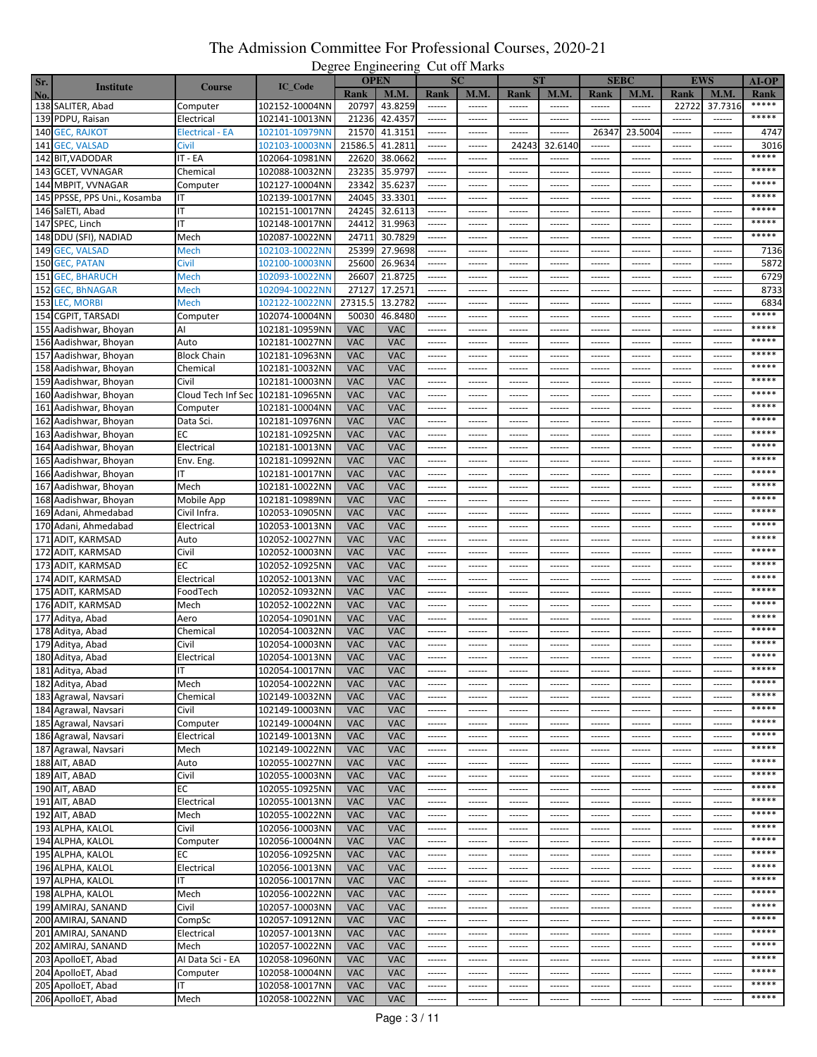# The Admission Committee For Professional Courses, 2020-21

## Degree Engineering Cut off Marks

| Sr. No. | Institute | Course | IC_Code | OPEN | | SC | | ST | | SEBC | | EWS | | AI-OP |
|---|---|---|---|---|---|---|---|---|---|---|---|---|---|---|
| | | | | Rank | M.M. | Rank | M.M. | Rank | M.M. | Rank | M.M. | Rank | M.M. | Rank |
| 138 | SALITER, Abad | Computer | 102152-10004NN | 20797 | 43.8259 | ------ | ------ | ------ | ------ | ------ | ------ | 22722 | 37.7316 | ***** |
| 139 | PDPU, Raisan | Electrical | 102141-10013NN | 21236 | 42.4357 | ------ | ------ | ------ | ------ | ------ | ------ | ------ | ------ | ***** |
| 140 | GEC, RAJKOT | Electrical - EA | 102101-10979NN | 21570 | 41.3151 | ------ | ------ | ------ | ------ | 26347 | 23.5004 | ------ | ------ | 4747 |
| 141 | GEC, VALSAD | Civil | 102103-10003NN | 21586.5 | 41.2811 | ------ | ------ | 24243 | 32.6140 | ------ | ------ | ------ | ------ | 3016 |
| 142 | BIT,VADODAR | IT - EA | 102064-10981NN | 22620 | 38.0662 | ------ | ------ | ------ | ------ | ------ | ------ | ------ | ------ | ***** |
| 143 | GCET, VVNAGAR | Chemical | 102088-10032NN | 23235 | 35.9797 | ------ | ------ | ------ | ------ | ------ | ------ | ------ | ------ | ***** |
| 144 | MBPIT, VVNAGAR | Computer | 102127-10004NN | 23342 | 35.6237 | ------ | ------ | ------ | ------ | ------ | ------ | ------ | ------ | ***** |
| 145 | PPSSE, PPS Uni., Kosamba | IT | 102139-10017NN | 24045 | 33.3301 | ------ | ------ | ------ | ------ | ------ | ------ | ------ | ------ | ***** |
| 146 | SalETI, Abad | IT | 102151-10017NN | 24245 | 32.6113 | ------ | ------ | ------ | ------ | ------ | ------ | ------ | ------ | ***** |
| 147 | SPEC, Linch | IT | 102148-10017NN | 24412 | 31.9963 | ------ | ------ | ------ | ------ | ------ | ------ | ------ | ------ | ***** |
| 148 | DDU (SFI), NADIAD | Mech | 102087-10022NN | 24711 | 30.7829 | ------ | ------ | ------ | ------ | ------ | ------ | ------ | ------ | ***** |
| 149 | GEC, VALSAD | Mech | 102103-10022NN | 25399 | 27.9698 | ------ | ------ | ------ | ------ | ------ | ------ | ------ | ------ | 7136 |
| 150 | GEC, PATAN | Civil | 102100-10003NN | 25600 | 26.9634 | ------ | ------ | ------ | ------ | ------ | ------ | ------ | ------ | 5872 |
| 151 | GEC, BHARUCH | Mech | 102093-10022NN | 26607 | 21.8725 | ------ | ------ | ------ | ------ | ------ | ------ | ------ | ------ | 6729 |
| 152 | GEC, BhNAGAR | Mech | 102094-10022NN | 27127 | 17.2571 | ------ | ------ | ------ | ------ | ------ | ------ | ------ | ------ | 8733 |
| 153 | LEC, MORBI | Mech | 102122-10022NN | 27315.5 | 13.2782 | ------ | ------ | ------ | ------ | ------ | ------ | ------ | ------ | 6834 |
| 154 | CGPIT, TARSADI | Computer | 102074-10004NN | 50030 | 46.8480 | ------ | ------ | ------ | ------ | ------ | ------ | ------ | ------ | ***** |
| 155 | Aadishwar, Bhoyan | AI | 102181-10959NN | VAC | VAC | ------ | ------ | ------ | ------ | ------ | ------ | ------ | ------ | ***** |
| 156 | Aadishwar, Bhoyan | Auto | 102181-10027NN | VAC | VAC | ------ | ------ | ------ | ------ | ------ | ------ | ------ | ------ | ***** |
| 157 | Aadishwar, Bhoyan | Block Chain | 102181-10963NN | VAC | VAC | ------ | ------ | ------ | ------ | ------ | ------ | ------ | ------ | ***** |
| 158 | Aadishwar, Bhoyan | Chemical | 102181-10032NN | VAC | VAC | ------ | ------ | ------ | ------ | ------ | ------ | ------ | ------ | ***** |
| 159 | Aadishwar, Bhoyan | Civil | 102181-10003NN | VAC | VAC | ------ | ------ | ------ | ------ | ------ | ------ | ------ | ------ | ***** |
| 160 | Aadishwar, Bhoyan | Cloud Tech Inf Sec | 102181-10965NN | VAC | VAC | ------ | ------ | ------ | ------ | ------ | ------ | ------ | ------ | ***** |
| 161 | Aadishwar, Bhoyan | Computer | 102181-10004NN | VAC | VAC | ------ | ------ | ------ | ------ | ------ | ------ | ------ | ------ | ***** |
| 162 | Aadishwar, Bhoyan | Data Sci. | 102181-10976NN | VAC | VAC | ------ | ------ | ------ | ------ | ------ | ------ | ------ | ------ | ***** |
| 163 | Aadishwar, Bhoyan | EC | 102181-10925NN | VAC | VAC | ------ | ------ | ------ | ------ | ------ | ------ | ------ | ------ | ***** |
| 164 | Aadishwar, Bhoyan | Electrical | 102181-10013NN | VAC | VAC | ------ | ------ | ------ | ------ | ------ | ------ | ------ | ------ | ***** |
| 165 | Aadishwar, Bhoyan | Env. Eng. | 102181-10992NN | VAC | VAC | ------ | ------ | ------ | ------ | ------ | ------ | ------ | ------ | ***** |
| 166 | Aadishwar, Bhoyan | IT | 102181-10017NN | VAC | VAC | ------ | ------ | ------ | ------ | ------ | ------ | ------ | ------ | ***** |
| 167 | Aadishwar, Bhoyan | Mech | 102181-10022NN | VAC | VAC | ------ | ------ | ------ | ------ | ------ | ------ | ------ | ------ | ***** |
| 168 | Aadishwar, Bhoyan | Mobile App | 102181-10989NN | VAC | VAC | ------ | ------ | ------ | ------ | ------ | ------ | ------ | ------ | ***** |
| 169 | Adani, Ahmedabad | Civil Infra. | 102053-10905NN | VAC | VAC | ------ | ------ | ------ | ------ | ------ | ------ | ------ | ------ | ***** |
| 170 | Adani, Ahmedabad | Electrical | 102053-10013NN | VAC | VAC | ------ | ------ | ------ | ------ | ------ | ------ | ------ | ------ | ***** |
| 171 | ADIT, KARMSAD | Auto | 102052-10027NN | VAC | VAC | ------ | ------ | ------ | ------ | ------ | ------ | ------ | ------ | ***** |
| 172 | ADIT, KARMSAD | Civil | 102052-10003NN | VAC | VAC | ------ | ------ | ------ | ------ | ------ | ------ | ------ | ------ | ***** |
| 173 | ADIT, KARMSAD | EC | 102052-10925NN | VAC | VAC | ------ | ------ | ------ | ------ | ------ | ------ | ------ | ------ | ***** |
| 174 | ADIT, KARMSAD | Electrical | 102052-10013NN | VAC | VAC | ------ | ------ | ------ | ------ | ------ | ------ | ------ | ------ | ***** |
| 175 | ADIT, KARMSAD | FoodTech | 102052-10932NN | VAC | VAC | ------ | ------ | ------ | ------ | ------ | ------ | ------ | ------ | ***** |
| 176 | ADIT, KARMSAD | Mech | 102052-10022NN | VAC | VAC | ------ | ------ | ------ | ------ | ------ | ------ | ------ | ------ | ***** |
| 177 | Aditya, Abad | Aero | 102054-10901NN | VAC | VAC | ------ | ------ | ------ | ------ | ------ | ------ | ------ | ------ | ***** |
| 178 | Aditya, Abad | Chemical | 102054-10032NN | VAC | VAC | ------ | ------ | ------ | ------ | ------ | ------ | ------ | ------ | ***** |
| 179 | Aditya, Abad | Civil | 102054-10003NN | VAC | VAC | ------ | ------ | ------ | ------ | ------ | ------ | ------ | ------ | ***** |
| 180 | Aditya, Abad | Electrical | 102054-10013NN | VAC | VAC | ------ | ------ | ------ | ------ | ------ | ------ | ------ | ------ | ***** |
| 181 | Aditya, Abad | IT | 102054-10017NN | VAC | VAC | ------ | ------ | ------ | ------ | ------ | ------ | ------ | ------ | ***** |
| 182 | Aditya, Abad | Mech | 102054-10022NN | VAC | VAC | ------ | ------ | ------ | ------ | ------ | ------ | ------ | ------ | ***** |
| 183 | Agrawal, Navsari | Chemical | 102149-10032NN | VAC | VAC | ------ | ------ | ------ | ------ | ------ | ------ | ------ | ------ | ***** |
| 184 | Agrawal, Navsari | Civil | 102149-10003NN | VAC | VAC | ------ | ------ | ------ | ------ | ------ | ------ | ------ | ------ | ***** |
| 185 | Agrawal, Navsari | Computer | 102149-10004NN | VAC | VAC | ------ | ------ | ------ | ------ | ------ | ------ | ------ | ------ | ***** |
| 186 | Agrawal, Navsari | Electrical | 102149-10013NN | VAC | VAC | ------ | ------ | ------ | ------ | ------ | ------ | ------ | ------ | ***** |
| 187 | Agrawal, Navsari | Mech | 102149-10022NN | VAC | VAC | ------ | ------ | ------ | ------ | ------ | ------ | ------ | ------ | ***** |
| 188 | AIT, ABAD | Auto | 102055-10027NN | VAC | VAC | ------ | ------ | ------ | ------ | ------ | ------ | ------ | ------ | ***** |
| 189 | AIT, ABAD | Civil | 102055-10003NN | VAC | VAC | ------ | ------ | ------ | ------ | ------ | ------ | ------ | ------ | ***** |
| 190 | AIT, ABAD | EC | 102055-10925NN | VAC | VAC | ------ | ------ | ------ | ------ | ------ | ------ | ------ | ------ | ***** |
| 191 | AIT, ABAD | Electrical | 102055-10013NN | VAC | VAC | ------ | ------ | ------ | ------ | ------ | ------ | ------ | ------ | ***** |
| 192 | AIT, ABAD | Mech | 102055-10022NN | VAC | VAC | ------ | ------ | ------ | ------ | ------ | ------ | ------ | ------ | ***** |
| 193 | ALPHA, KALOL | Civil | 102056-10003NN | VAC | VAC | ------ | ------ | ------ | ------ | ------ | ------ | ------ | ------ | ***** |
| 194 | ALPHA, KALOL | Computer | 102056-10004NN | VAC | VAC | ------ | ------ | ------ | ------ | ------ | ------ | ------ | ------ | ***** |
| 195 | ALPHA, KALOL | EC | 102056-10925NN | VAC | VAC | ------ | ------ | ------ | ------ | ------ | ------ | ------ | ------ | ***** |
| 196 | ALPHA, KALOL | Electrical | 102056-10013NN | VAC | VAC | ------ | ------ | ------ | ------ | ------ | ------ | ------ | ------ | ***** |
| 197 | ALPHA, KALOL | IT | 102056-10017NN | VAC | VAC | ------ | ------ | ------ | ------ | ------ | ------ | ------ | ------ | ***** |
| 198 | ALPHA, KALOL | Mech | 102056-10022NN | VAC | VAC | ------ | ------ | ------ | ------ | ------ | ------ | ------ | ------ | ***** |
| 199 | AMIRAJ, SANAND | Civil | 102057-10003NN | VAC | VAC | ------ | ------ | ------ | ------ | ------ | ------ | ------ | ------ | ***** |
| 200 | AMIRAJ, SANAND | CompSc | 102057-10912NN | VAC | VAC | ------ | ------ | ------ | ------ | ------ | ------ | ------ | ------ | ***** |
| 201 | AMIRAJ, SANAND | Electrical | 102057-10013NN | VAC | VAC | ------ | ------ | ------ | ------ | ------ | ------ | ------ | ------ | ***** |
| 202 | AMIRAJ, SANAND | Mech | 102057-10022NN | VAC | VAC | ------ | ------ | ------ | ------ | ------ | ------ | ------ | ------ | ***** |
| 203 | ApolloET, Abad | AI Data Sci - EA | 102058-10960NN | VAC | VAC | ------ | ------ | ------ | ------ | ------ | ------ | ------ | ------ | ***** |
| 204 | ApolloET, Abad | Computer | 102058-10004NN | VAC | VAC | ------ | ------ | ------ | ------ | ------ | ------ | ------ | ------ | ***** |
| 205 | ApolloET, Abad | IT | 102058-10017NN | VAC | VAC | ------ | ------ | ------ | ------ | ------ | ------ | ------ | ------ | ***** |
| 206 | ApolloET, Abad | Mech | 102058-10022NN | VAC | VAC | ------ | ------ | ------ | ------ | ------ | ------ | ------ | ------ | ***** |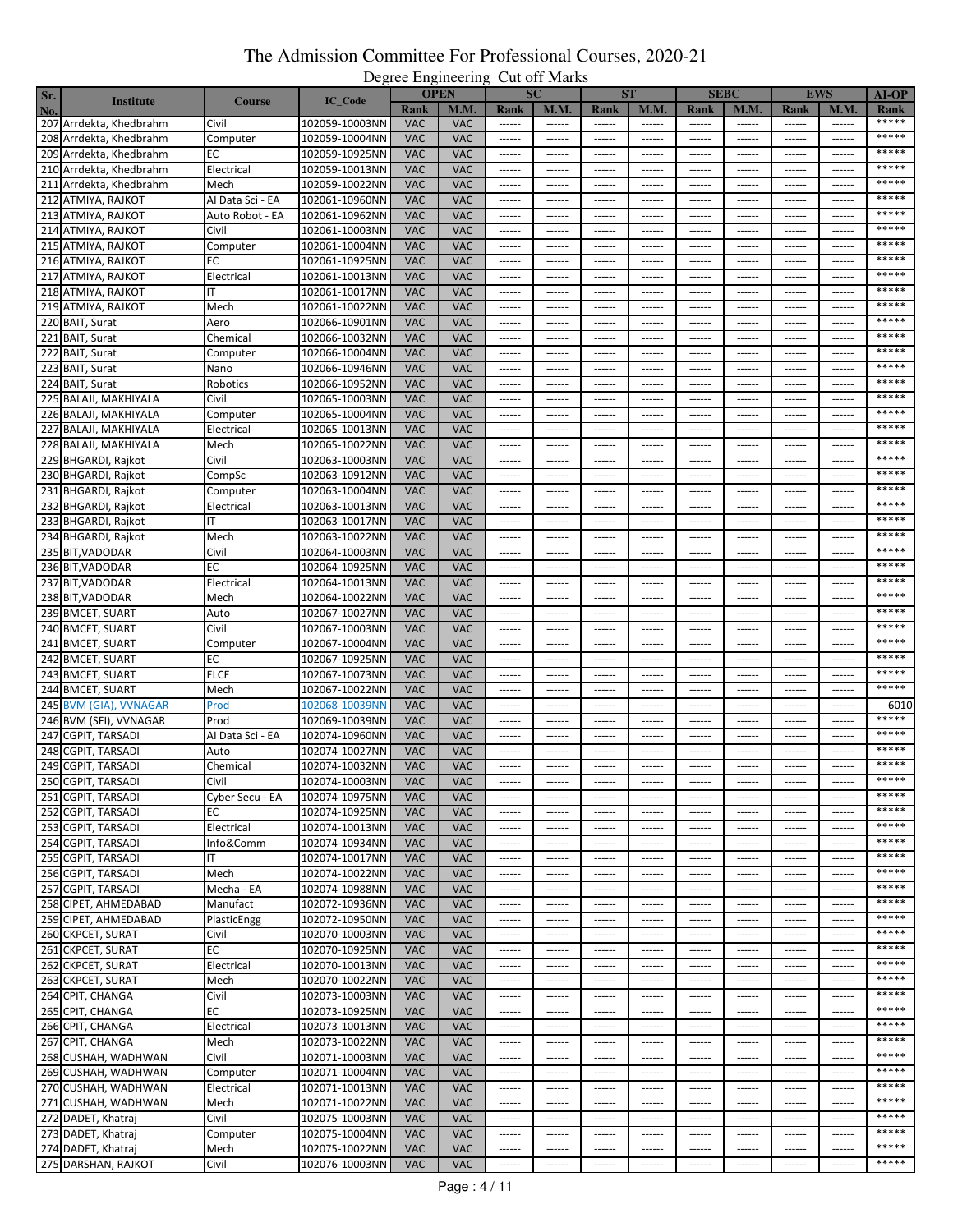# The Admission Committee For Professional Courses, 2020-21

## Degree Engineering Cut off Marks

| Sr. No. | Institute | Course | IC_Code | OPEN | | SC | | ST | | SEBC | | EWS | | AI-OP |
|---|---|---|---|---|---|---|---|---|---|---|---|---|---|---|
| | | | | Rank | M.M. | Rank | M.M. | Rank | M.M. | Rank | M.M. | Rank | M.M. | Rank |
| 207 | Arrdekta, Khedbrahm | Civil | 102059-10003NN | VAC | VAC | ------ | ------ | ------ | ------ | ------ | ------ | ------ | ------ | ***** |
| 208 | Arrdekta, Khedbrahm | Computer | 102059-10004NN | VAC | VAC | ------ | ------ | ------ | ------ | ------ | ------ | ------ | ------ | ***** |
| 209 | Arrdekta, Khedbrahm | EC | 102059-10925NN | VAC | VAC | ------ | ------ | ------ | ------ | ------ | ------ | ------ | ------ | ***** |
| 210 | Arrdekta, Khedbrahm | Electrical | 102059-10013NN | VAC | VAC | ------ | ------ | ------ | ------ | ------ | ------ | ------ | ------ | ***** |
| 211 | Arrdekta, Khedbrahm | Mech | 102059-10022NN | VAC | VAC | ------ | ------ | ------ | ------ | ------ | ------ | ------ | ------ | ***** |
| 212 | ATMIYA, RAJKOT | AI Data Sci - EA | 102061-10960NN | VAC | VAC | ------ | ------ | ------ | ------ | ------ | ------ | ------ | ------ | ***** |
| 213 | ATMIYA, RAJKOT | Auto Robot - EA | 102061-10962NN | VAC | VAC | ------ | ------ | ------ | ------ | ------ | ------ | ------ | ------ | ***** |
| 214 | ATMIYA, RAJKOT | Civil | 102061-10003NN | VAC | VAC | ------ | ------ | ------ | ------ | ------ | ------ | ------ | ------ | ***** |
| 215 | ATMIYA, RAJKOT | Computer | 102061-10004NN | VAC | VAC | ------ | ------ | ------ | ------ | ------ | ------ | ------ | ------ | ***** |
| 216 | ATMIYA, RAJKOT | EC | 102061-10925NN | VAC | VAC | ------ | ------ | ------ | ------ | ------ | ------ | ------ | ------ | ***** |
| 217 | ATMIYA, RAJKOT | Electrical | 102061-10013NN | VAC | VAC | ------ | ------ | ------ | ------ | ------ | ------ | ------ | ------ | ***** |
| 218 | ATMIYA, RAJKOT | IT | 102061-10017NN | VAC | VAC | ------ | ------ | ------ | ------ | ------ | ------ | ------ | ------ | ***** |
| 219 | ATMIYA, RAJKOT | Mech | 102061-10022NN | VAC | VAC | ------ | ------ | ------ | ------ | ------ | ------ | ------ | ------ | ***** |
| 220 | BAIT, Surat | Aero | 102066-10901NN | VAC | VAC | ------ | ------ | ------ | ------ | ------ | ------ | ------ | ------ | ***** |
| 221 | BAIT, Surat | Chemical | 102066-10032NN | VAC | VAC | ------ | ------ | ------ | ------ | ------ | ------ | ------ | ------ | ***** |
| 222 | BAIT, Surat | Computer | 102066-10004NN | VAC | VAC | ------ | ------ | ------ | ------ | ------ | ------ | ------ | ------ | ***** |
| 223 | BAIT, Surat | Nano | 102066-10946NN | VAC | VAC | ------ | ------ | ------ | ------ | ------ | ------ | ------ | ------ | ***** |
| 224 | BAIT, Surat | Robotics | 102066-10952NN | VAC | VAC | ------ | ------ | ------ | ------ | ------ | ------ | ------ | ------ | ***** |
| 225 | BALAJI, MAKHIYALA | Civil | 102065-10003NN | VAC | VAC | ------ | ------ | ------ | ------ | ------ | ------ | ------ | ------ | ***** |
| 226 | BALAJI, MAKHIYALA | Computer | 102065-10004NN | VAC | VAC | ------ | ------ | ------ | ------ | ------ | ------ | ------ | ------ | ***** |
| 227 | BALAJI, MAKHIYALA | Electrical | 102065-10013NN | VAC | VAC | ------ | ------ | ------ | ------ | ------ | ------ | ------ | ------ | ***** |
| 228 | BALAJI, MAKHIYALA | Mech | 102065-10022NN | VAC | VAC | ------ | ------ | ------ | ------ | ------ | ------ | ------ | ------ | ***** |
| 229 | BHGARDI, Rajkot | Civil | 102063-10003NN | VAC | VAC | ------ | ------ | ------ | ------ | ------ | ------ | ------ | ------ | ***** |
| 230 | BHGARDI, Rajkot | CompSc | 102063-10912NN | VAC | VAC | ------ | ------ | ------ | ------ | ------ | ------ | ------ | ------ | ***** |
| 231 | BHGARDI, Rajkot | Computer | 102063-10004NN | VAC | VAC | ------ | ------ | ------ | ------ | ------ | ------ | ------ | ------ | ***** |
| 232 | BHGARDI, Rajkot | Electrical | 102063-10013NN | VAC | VAC | ------ | ------ | ------ | ------ | ------ | ------ | ------ | ------ | ***** |
| 233 | BHGARDI, Rajkot | IT | 102063-10017NN | VAC | VAC | ------ | ------ | ------ | ------ | ------ | ------ | ------ | ------ | ***** |
| 234 | BHGARDI, Rajkot | Mech | 102063-10022NN | VAC | VAC | ------ | ------ | ------ | ------ | ------ | ------ | ------ | ------ | ***** |
| 235 | BIT,VADODAR | Civil | 102064-10003NN | VAC | VAC | ------ | ------ | ------ | ------ | ------ | ------ | ------ | ------ | ***** |
| 236 | BIT,VADODAR | EC | 102064-10925NN | VAC | VAC | ------ | ------ | ------ | ------ | ------ | ------ | ------ | ------ | ***** |
| 237 | BIT,VADODAR | Electrical | 102064-10013NN | VAC | VAC | ------ | ------ | ------ | ------ | ------ | ------ | ------ | ------ | ***** |
| 238 | BIT,VADODAR | Mech | 102064-10022NN | VAC | VAC | ------ | ------ | ------ | ------ | ------ | ------ | ------ | ------ | ***** |
| 239 | BMCET, SUART | Auto | 102067-10027NN | VAC | VAC | ------ | ------ | ------ | ------ | ------ | ------ | ------ | ------ | ***** |
| 240 | BMCET, SUART | Civil | 102067-10003NN | VAC | VAC | ------ | ------ | ------ | ------ | ------ | ------ | ------ | ------ | ***** |
| 241 | BMCET, SUART | Computer | 102067-10004NN | VAC | VAC | ------ | ------ | ------ | ------ | ------ | ------ | ------ | ------ | ***** |
| 242 | BMCET, SUART | EC | 102067-10925NN | VAC | VAC | ------ | ------ | ------ | ------ | ------ | ------ | ------ | ------ | ***** |
| 243 | BMCET, SUART | ELCE | 102067-10073NN | VAC | VAC | ------ | ------ | ------ | ------ | ------ | ------ | ------ | ------ | ***** |
| 244 | BMCET, SUART | Mech | 102067-10022NN | VAC | VAC | ------ | ------ | ------ | ------ | ------ | ------ | ------ | ------ | ***** |
| 245 | BVM (GIA), VVNAGAR | Prod | 102068-10039NN | VAC | VAC | ------ | ------ | ------ | ------ | ------ | ------ | ------ | ------ | 6010 |
| 246 | BVM (SFI), VVNAGAR | Prod | 102069-10039NN | VAC | VAC | ------ | ------ | ------ | ------ | ------ | ------ | ------ | ------ | ***** |
| 247 | CGPIT, TARSADI | AI Data Sci - EA | 102074-10960NN | VAC | VAC | ------ | ------ | ------ | ------ | ------ | ------ | ------ | ------ | ***** |
| 248 | CGPIT, TARSADI | Auto | 102074-10027NN | VAC | VAC | ------ | ------ | ------ | ------ | ------ | ------ | ------ | ------ | ***** |
| 249 | CGPIT, TARSADI | Chemical | 102074-10032NN | VAC | VAC | ------ | ------ | ------ | ------ | ------ | ------ | ------ | ------ | ***** |
| 250 | CGPIT, TARSADI | Civil | 102074-10003NN | VAC | VAC | ------ | ------ | ------ | ------ | ------ | ------ | ------ | ------ | ***** |
| 251 | CGPIT, TARSADI | Cyber Secu - EA | 102074-10975NN | VAC | VAC | ------ | ------ | ------ | ------ | ------ | ------ | ------ | ------ | ***** |
| 252 | CGPIT, TARSADI | EC | 102074-10925NN | VAC | VAC | ------ | ------ | ------ | ------ | ------ | ------ | ------ | ------ | ***** |
| 253 | CGPIT, TARSADI | Electrical | 102074-10013NN | VAC | VAC | ------ | ------ | ------ | ------ | ------ | ------ | ------ | ------ | ***** |
| 254 | CGPIT, TARSADI | Info&Comm | 102074-10934NN | VAC | VAC | ------ | ------ | ------ | ------ | ------ | ------ | ------ | ------ | ***** |
| 255 | CGPIT, TARSADI | IT | 102074-10017NN | VAC | VAC | ------ | ------ | ------ | ------ | ------ | ------ | ------ | ------ | ***** |
| 256 | CGPIT, TARSADI | Mech | 102074-10022NN | VAC | VAC | ------ | ------ | ------ | ------ | ------ | ------ | ------ | ------ | ***** |
| 257 | CGPIT, TARSADI | Mecha - EA | 102074-10988NN | VAC | VAC | ------ | ------ | ------ | ------ | ------ | ------ | ------ | ------ | ***** |
| 258 | CIPET, AHMEDABAD | Manufact | 102072-10936NN | VAC | VAC | ------ | ------ | ------ | ------ | ------ | ------ | ------ | ------ | ***** |
| 259 | CIPET, AHMEDABAD | PlasticEngg | 102072-10950NN | VAC | VAC | ------ | ------ | ------ | ------ | ------ | ------ | ------ | ------ | ***** |
| 260 | CKPCET, SURAT | Civil | 102070-10003NN | VAC | VAC | ------ | ------ | ------ | ------ | ------ | ------ | ------ | ------ | ***** |
| 261 | CKPCET, SURAT | EC | 102070-10925NN | VAC | VAC | ------ | ------ | ------ | ------ | ------ | ------ | ------ | ------ | ***** |
| 262 | CKPCET, SURAT | Electrical | 102070-10013NN | VAC | VAC | ------ | ------ | ------ | ------ | ------ | ------ | ------ | ------ | ***** |
| 263 | CKPCET, SURAT | Mech | 102070-10022NN | VAC | VAC | ------ | ------ | ------ | ------ | ------ | ------ | ------ | ------ | ***** |
| 264 | CPIT, CHANGA | Civil | 102073-10003NN | VAC | VAC | ------ | ------ | ------ | ------ | ------ | ------ | ------ | ------ | ***** |
| 265 | CPIT, CHANGA | EC | 102073-10925NN | VAC | VAC | ------ | ------ | ------ | ------ | ------ | ------ | ------ | ------ | ***** |
| 266 | CPIT, CHANGA | Electrical | 102073-10013NN | VAC | VAC | ------ | ------ | ------ | ------ | ------ | ------ | ------ | ------ | ***** |
| 267 | CPIT, CHANGA | Mech | 102073-10022NN | VAC | VAC | ------ | ------ | ------ | ------ | ------ | ------ | ------ | ------ | ***** |
| 268 | CUSHAH, WADHWAN | Civil | 102071-10003NN | VAC | VAC | ------ | ------ | ------ | ------ | ------ | ------ | ------ | ------ | ***** |
| 269 | CUSHAH, WADHWAN | Computer | 102071-10004NN | VAC | VAC | ------ | ------ | ------ | ------ | ------ | ------ | ------ | ------ | ***** |
| 270 | CUSHAH, WADHWAN | Electrical | 102071-10013NN | VAC | VAC | ------ | ------ | ------ | ------ | ------ | ------ | ------ | ------ | ***** |
| 271 | CUSHAH, WADHWAN | Mech | 102071-10022NN | VAC | VAC | ------ | ------ | ------ | ------ | ------ | ------ | ------ | ------ | ***** |
| 272 | DADET, Khatraj | Civil | 102075-10003NN | VAC | VAC | ------ | ------ | ------ | ------ | ------ | ------ | ------ | ------ | ***** |
| 273 | DADET, Khatraj | Computer | 102075-10004NN | VAC | VAC | ------ | ------ | ------ | ------ | ------ | ------ | ------ | ------ | ***** |
| 274 | DADET, Khatraj | Mech | 102075-10022NN | VAC | VAC | ------ | ------ | ------ | ------ | ------ | ------ | ------ | ------ | ***** |
| 275 | DARSHAN, RAJKOT | Civil | 102076-10003NN | VAC | VAC | ------ | ------ | ------ | ------ | ------ | ------ | ------ | ------ | ***** |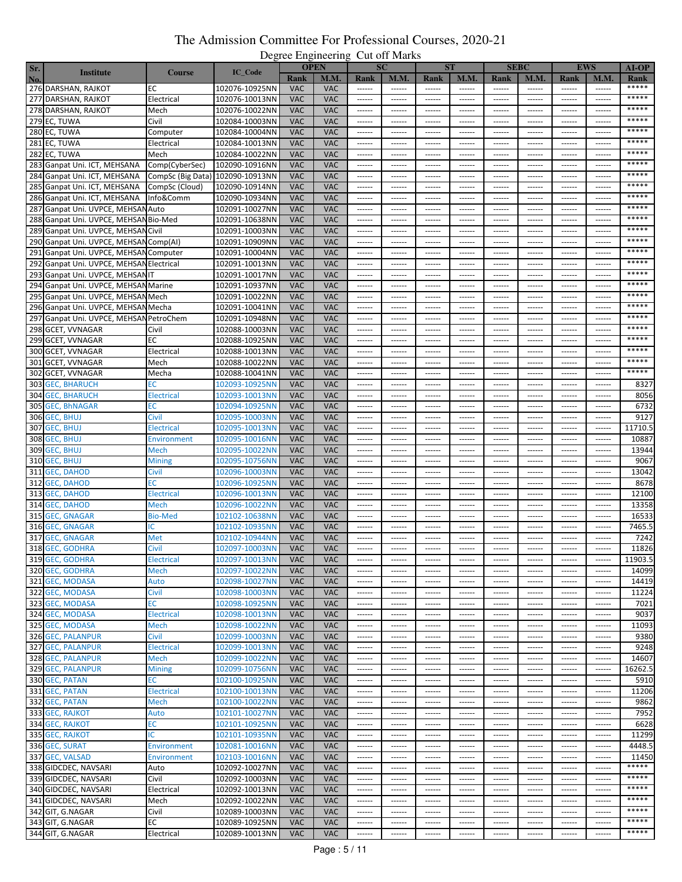# The Admission Committee For Professional Courses, 2020-21

## Degree Engineering Cut off Marks

| Sr. No. | Institute | Course | IC_Code | OPEN | | SC | | ST | | SEBC | | EWS | | AI-OP |
|---|---|---|---|---|---|---|---|---|---|---|---|---|---|---|
| | | | | Rank | M.M. | Rank | M.M. | Rank | M.M. | Rank | M.M. | Rank | M.M. | Rank |
| 276 | DARSHAN, RAJKOT | EC | 102076-10925NN | VAC | VAC | ------ | ------ | ------ | ------ | ------ | ------ | ------ | ------ | ***** |
| 277 | DARSHAN, RAJKOT | Electrical | 102076-10013NN | VAC | VAC | ------ | ------ | ------ | ------ | ------ | ------ | ------ | ------ | ***** |
| 278 | DARSHAN, RAJKOT | Mech | 102076-10022NN | VAC | VAC | ------ | ------ | ------ | ------ | ------ | ------ | ------ | ------ | ***** |
| 279 | EC, TUWA | Civil | 102084-10003NN | VAC | VAC | ------ | ------ | ------ | ------ | ------ | ------ | ------ | ------ | ***** |
| 280 | EC, TUWA | Computer | 102084-10004NN | VAC | VAC | ------ | ------ | ------ | ------ | ------ | ------ | ------ | ------ | ***** |
| 281 | EC, TUWA | Electrical | 102084-10013NN | VAC | VAC | ------ | ------ | ------ | ------ | ------ | ------ | ------ | ------ | ***** |
| 282 | EC, TUWA | Mech | 102084-10022NN | VAC | VAC | ------ | ------ | ------ | ------ | ------ | ------ | ------ | ------ | ***** |
| 283 | Ganpat Uni. ICT, MEHSANA | Comp(CyberSec) | 102090-10916NN | VAC | VAC | ------ | ------ | ------ | ------ | ------ | ------ | ------ | ------ | ***** |
| 284 | Ganpat Uni. ICT, MEHSANA | CompSc (Big Data) | 102090-10913NN | VAC | VAC | ------ | ------ | ------ | ------ | ------ | ------ | ------ | ------ | ***** |
| 285 | Ganpat Uni. ICT, MEHSANA | CompSc (Cloud) | 102090-10914NN | VAC | VAC | ------ | ------ | ------ | ------ | ------ | ------ | ------ | ------ | ***** |
| 286 | Ganpat Uni. ICT, MEHSANA | Info&Comm | 102090-10934NN | VAC | VAC | ------ | ------ | ------ | ------ | ------ | ------ | ------ | ------ | ***** |
| 287 | Ganpat Uni. UVPCE, MEHSAN | Auto | 102091-10027NN | VAC | VAC | ------ | ------ | ------ | ------ | ------ | ------ | ------ | ------ | ***** |
| 288 | Ganpat Uni. UVPCE, MEHSAN | Bio-Med | 102091-10638NN | VAC | VAC | ------ | ------ | ------ | ------ | ------ | ------ | ------ | ------ | ***** |
| 289 | Ganpat Uni. UVPCE, MEHSAN | Civil | 102091-10003NN | VAC | VAC | ------ | ------ | ------ | ------ | ------ | ------ | ------ | ------ | ***** |
| 290 | Ganpat Uni. UVPCE, MEHSAN | Comp(AI) | 102091-10909NN | VAC | VAC | ------ | ------ | ------ | ------ | ------ | ------ | ------ | ------ | ***** |
| 291 | Ganpat Uni. UVPCE, MEHSAN | Computer | 102091-10004NN | VAC | VAC | ------ | ------ | ------ | ------ | ------ | ------ | ------ | ------ | ***** |
| 292 | Ganpat Uni. UVPCE, MEHSAN | Electrical | 102091-10013NN | VAC | VAC | ------ | ------ | ------ | ------ | ------ | ------ | ------ | ------ | ***** |
| 293 | Ganpat Uni. UVPCE, MEHSAN | IT | 102091-10017NN | VAC | VAC | ------ | ------ | ------ | ------ | ------ | ------ | ------ | ------ | ***** |
| 294 | Ganpat Uni. UVPCE, MEHSAN | Marine | 102091-10937NN | VAC | VAC | ------ | ------ | ------ | ------ | ------ | ------ | ------ | ------ | ***** |
| 295 | Ganpat Uni. UVPCE, MEHSAN | Mech | 102091-10022NN | VAC | VAC | ------ | ------ | ------ | ------ | ------ | ------ | ------ | ------ | ***** |
| 296 | Ganpat Uni. UVPCE, MEHSAN | Mecha | 102091-10041NN | VAC | VAC | ------ | ------ | ------ | ------ | ------ | ------ | ------ | ------ | ***** |
| 297 | Ganpat Uni. UVPCE, MEHSAN | PetroChem | 102091-10948NN | VAC | VAC | ------ | ------ | ------ | ------ | ------ | ------ | ------ | ------ | ***** |
| 298 | GCET, VVNAGAR | Civil | 102088-10003NN | VAC | VAC | ------ | ------ | ------ | ------ | ------ | ------ | ------ | ------ | ***** |
| 299 | GCET, VVNAGAR | EC | 102088-10925NN | VAC | VAC | ------ | ------ | ------ | ------ | ------ | ------ | ------ | ------ | ***** |
| 300 | GCET, VVNAGAR | Electrical | 102088-10013NN | VAC | VAC | ------ | ------ | ------ | ------ | ------ | ------ | ------ | ------ | ***** |
| 301 | GCET, VVNAGAR | Mech | 102088-10022NN | VAC | VAC | ------ | ------ | ------ | ------ | ------ | ------ | ------ | ------ | ***** |
| 302 | GCET, VVNAGAR | Mecha | 102088-10041NN | VAC | VAC | ------ | ------ | ------ | ------ | ------ | ------ | ------ | ------ | ***** |
| 303 | GEC, BHARUCH | EC | 102093-10925NN | VAC | VAC | ------ | ------ | ------ | ------ | ------ | ------ | ------ | ------ | 8327 |
| 304 | GEC, BHARUCH | Electrical | 102093-10013NN | VAC | VAC | ------ | ------ | ------ | ------ | ------ | ------ | ------ | ------ | 8056 |
| 305 | GEC, BhNAGAR | EC | 102094-10925NN | VAC | VAC | ------ | ------ | ------ | ------ | ------ | ------ | ------ | ------ | 6732 |
| 306 | GEC, BHUJ | Civil | 102095-10003NN | VAC | VAC | ------ | ------ | ------ | ------ | ------ | ------ | ------ | ------ | 9127 |
| 307 | GEC, BHUJ | Electrical | 102095-10013NN | VAC | VAC | ------ | ------ | ------ | ------ | ------ | ------ | ------ | ------ | 11710.5 |
| 308 | GEC, BHUJ | Environment | 102095-10016NN | VAC | VAC | ------ | ------ | ------ | ------ | ------ | ------ | ------ | ------ | 10887 |
| 309 | GEC, BHUJ | Mech | 102095-10022NN | VAC | VAC | ------ | ------ | ------ | ------ | ------ | ------ | ------ | ------ | 13944 |
| 310 | GEC, BHUJ | Mining | 102095-10756NN | VAC | VAC | ------ | ------ | ------ | ------ | ------ | ------ | ------ | ------ | 9067 |
| 311 | GEC, DAHOD | Civil | 102096-10003NN | VAC | VAC | ------ | ------ | ------ | ------ | ------ | ------ | ------ | ------ | 13042 |
| 312 | GEC, DAHOD | EC | 102096-10925NN | VAC | VAC | ------ | ------ | ------ | ------ | ------ | ------ | ------ | ------ | 8678 |
| 313 | GEC, DAHOD | Electrical | 102096-10013NN | VAC | VAC | ------ | ------ | ------ | ------ | ------ | ------ | ------ | ------ | 12100 |
| 314 | GEC, DAHOD | Mech | 102096-10022NN | VAC | VAC | ------ | ------ | ------ | ------ | ------ | ------ | ------ | ------ | 13358 |
| 315 | GEC, GNAGAR | Bio-Med | 102102-10638NN | VAC | VAC | ------ | ------ | ------ | ------ | ------ | ------ | ------ | ------ | 16533 |
| 316 | GEC, GNAGAR | IC | 102102-10935NN | VAC | VAC | ------ | ------ | ------ | ------ | ------ | ------ | ------ | ------ | 7465.5 |
| 317 | GEC, GNAGAR | Met | 102102-10944NN | VAC | VAC | ------ | ------ | ------ | ------ | ------ | ------ | ------ | ------ | 7242 |
| 318 | GEC, GODHRA | Civil | 102097-10003NN | VAC | VAC | ------ | ------ | ------ | ------ | ------ | ------ | ------ | ------ | 11826 |
| 319 | GEC, GODHRA | Electrical | 102097-10013NN | VAC | VAC | ------ | ------ | ------ | ------ | ------ | ------ | ------ | ------ | 11903.5 |
| 320 | GEC, GODHRA | Mech | 102097-10022NN | VAC | VAC | ------ | ------ | ------ | ------ | ------ | ------ | ------ | ------ | 14099 |
| 321 | GEC, MODASA | Auto | 102098-10027NN | VAC | VAC | ------ | ------ | ------ | ------ | ------ | ------ | ------ | ------ | 14419 |
| 322 | GEC, MODASA | Civil | 102098-10003NN | VAC | VAC | ------ | ------ | ------ | ------ | ------ | ------ | ------ | ------ | 11224 |
| 323 | GEC, MODASA | EC | 102098-10925NN | VAC | VAC | ------ | ------ | ------ | ------ | ------ | ------ | ------ | ------ | 7021 |
| 324 | GEC, MODASA | Electrical | 102098-10013NN | VAC | VAC | ------ | ------ | ------ | ------ | ------ | ------ | ------ | ------ | 9037 |
| 325 | GEC, MODASA | Mech | 102098-10022NN | VAC | VAC | ------ | ------ | ------ | ------ | ------ | ------ | ------ | ------ | 11093 |
| 326 | GEC, PALANPUR | Civil | 102099-10003NN | VAC | VAC | ------ | ------ | ------ | ------ | ------ | ------ | ------ | ------ | 9380 |
| 327 | GEC, PALANPUR | Electrical | 102099-10013NN | VAC | VAC | ------ | ------ | ------ | ------ | ------ | ------ | ------ | ------ | 9248 |
| 328 | GEC, PALANPUR | Mech | 102099-10022NN | VAC | VAC | ------ | ------ | ------ | ------ | ------ | ------ | ------ | ------ | 14607 |
| 329 | GEC, PALANPUR | Mining | 102099-10756NN | VAC | VAC | ------ | ------ | ------ | ------ | ------ | ------ | ------ | ------ | 16262.5 |
| 330 | GEC, PATAN | EC | 102100-10925NN | VAC | VAC | ------ | ------ | ------ | ------ | ------ | ------ | ------ | ------ | 5910 |
| 331 | GEC, PATAN | Electrical | 102100-10013NN | VAC | VAC | ------ | ------ | ------ | ------ | ------ | ------ | ------ | ------ | 11206 |
| 332 | GEC, PATAN | Mech | 102100-10022NN | VAC | VAC | ------ | ------ | ------ | ------ | ------ | ------ | ------ | ------ | 9862 |
| 333 | GEC, RAJKOT | Auto | 102101-10027NN | VAC | VAC | ------ | ------ | ------ | ------ | ------ | ------ | ------ | ------ | 7952 |
| 334 | GEC, RAJKOT | EC | 102101-10925NN | VAC | VAC | ------ | ------ | ------ | ------ | ------ | ------ | ------ | ------ | 6628 |
| 335 | GEC, RAJKOT | IC | 102101-10935NN | VAC | VAC | ------ | ------ | ------ | ------ | ------ | ------ | ------ | ------ | 11299 |
| 336 | GEC, SURAT | Environment | 102081-10016NN | VAC | VAC | ------ | ------ | ------ | ------ | ------ | ------ | ------ | ------ | 4448.5 |
| 337 | GEC, VALSAD | Environment | 102103-10016NN | VAC | VAC | ------ | ------ | ------ | ------ | ------ | ------ | ------ | ------ | 11450 |
| 338 | GIDCDEC, NAVSARI | Auto | 102092-10027NN | VAC | VAC | ------ | ------ | ------ | ------ | ------ | ------ | ------ | ------ | ***** |
| 339 | GIDCDEC, NAVSARI | Civil | 102092-10003NN | VAC | VAC | ------ | ------ | ------ | ------ | ------ | ------ | ------ | ------ | ***** |
| 340 | GIDCDEC, NAVSARI | Electrical | 102092-10013NN | VAC | VAC | ------ | ------ | ------ | ------ | ------ | ------ | ------ | ------ | ***** |
| 341 | GIDCDEC, NAVSARI | Mech | 102092-10022NN | VAC | VAC | ------ | ------ | ------ | ------ | ------ | ------ | ------ | ------ | ***** |
| 342 | GIT, G.NAGAR | Civil | 102089-10003NN | VAC | VAC | ------ | ------ | ------ | ------ | ------ | ------ | ------ | ------ | ***** |
| 343 | GIT, G.NAGAR | EC | 102089-10925NN | VAC | VAC | ------ | ------ | ------ | ------ | ------ | ------ | ------ | ------ | ***** |
| 344 | GIT, G.NAGAR | Electrical | 102089-10013NN | VAC | VAC | ------ | ------ | ------ | ------ | ------ | ------ | ------ | ------ | ***** |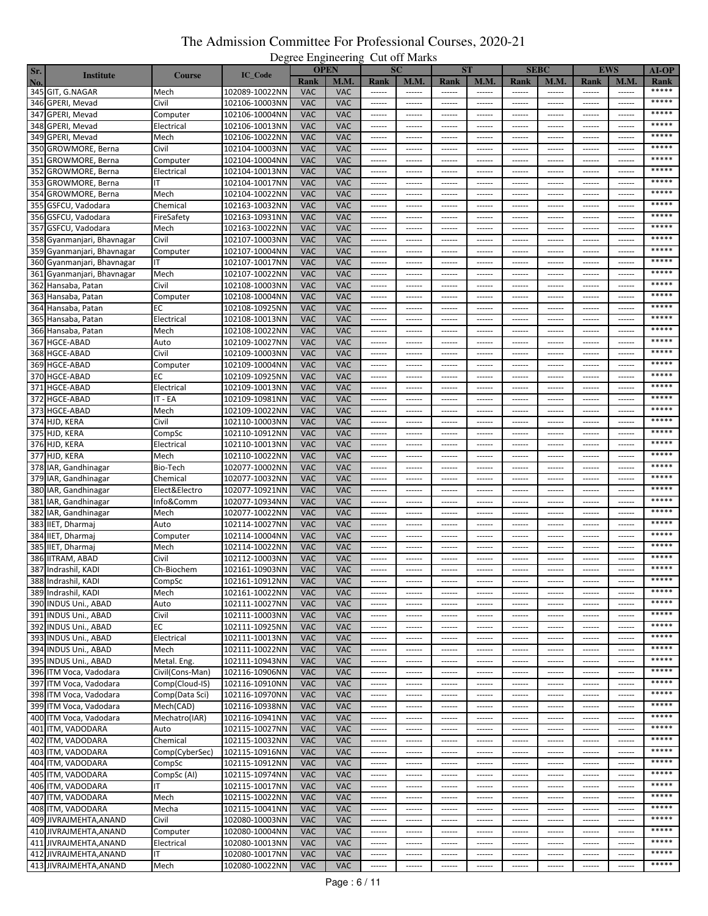# The Admission Committee For Professional Courses, 2020-21

## Degree Engineering Cut off Marks

| Sr. No. | Institute | Course | IC_Code | OPEN | | SC | | ST | | SEBC | | EWS | | AI-OP |
|---|---|---|---|---|---|---|---|---|---|---|---|---|---|---|
| | | | | Rank | M.M. | Rank | M.M. | Rank | M.M. | Rank | M.M. | Rank | M.M. | Rank |
| 345 | GIT, G.NAGAR | Mech | 102089-10022NN | VAC | VAC | ------ | ------ | ------ | ------ | ------ | ------ | ------ | ------ | ***** |
| 346 | GPERI, Mevad | Civil | 102106-10003NN | VAC | VAC | ------ | ------ | ------ | ------ | ------ | ------ | ------ | ------ | ***** |
| 347 | GPERI, Mevad | Computer | 102106-10004NN | VAC | VAC | ------ | ------ | ------ | ------ | ------ | ------ | ------ | ------ | ***** |
| 348 | GPERI, Mevad | Electrical | 102106-10013NN | VAC | VAC | ------ | ------ | ------ | ------ | ------ | ------ | ------ | ------ | ***** |
| 349 | GPERI, Mevad | Mech | 102106-10022NN | VAC | VAC | ------ | ------ | ------ | ------ | ------ | ------ | ------ | ------ | ***** |
| 350 | GROWMORE, Berna | Civil | 102104-10003NN | VAC | VAC | ------ | ------ | ------ | ------ | ------ | ------ | ------ | ------ | ***** |
| 351 | GROWMORE, Berna | Computer | 102104-10004NN | VAC | VAC | ------ | ------ | ------ | ------ | ------ | ------ | ------ | ------ | ***** |
| 352 | GROWMORE, Berna | Electrical | 102104-10013NN | VAC | VAC | ------ | ------ | ------ | ------ | ------ | ------ | ------ | ------ | ***** |
| 353 | GROWMORE, Berna | IT | 102104-10017NN | VAC | VAC | ------ | ------ | ------ | ------ | ------ | ------ | ------ | ------ | ***** |
| 354 | GROWMORE, Berna | Mech | 102104-10022NN | VAC | VAC | ------ | ------ | ------ | ------ | ------ | ------ | ------ | ------ | ***** |
| 355 | GSFCU, Vadodara | Chemical | 102163-10032NN | VAC | VAC | ------ | ------ | ------ | ------ | ------ | ------ | ------ | ------ | ***** |
| 356 | GSFCU, Vadodara | FireSafety | 102163-10931NN | VAC | VAC | ------ | ------ | ------ | ------ | ------ | ------ | ------ | ------ | ***** |
| 357 | GSFCU, Vadodara | Mech | 102163-10022NN | VAC | VAC | ------ | ------ | ------ | ------ | ------ | ------ | ------ | ------ | ***** |
| 358 | Gyanmanjari, Bhavnagar | Civil | 102107-10003NN | VAC | VAC | ------ | ------ | ------ | ------ | ------ | ------ | ------ | ------ | ***** |
| 359 | Gyanmanjari, Bhavnagar | Computer | 102107-10004NN | VAC | VAC | ------ | ------ | ------ | ------ | ------ | ------ | ------ | ------ | ***** |
| 360 | Gyanmanjari, Bhavnagar | IT | 102107-10017NN | VAC | VAC | ------ | ------ | ------ | ------ | ------ | ------ | ------ | ------ | ***** |
| 361 | Gyanmanjari, Bhavnagar | Mech | 102107-10022NN | VAC | VAC | ------ | ------ | ------ | ------ | ------ | ------ | ------ | ------ | ***** |
| 362 | Hansaba, Patan | Civil | 102108-10003NN | VAC | VAC | ------ | ------ | ------ | ------ | ------ | ------ | ------ | ------ | ***** |
| 363 | Hansaba, Patan | Computer | 102108-10004NN | VAC | VAC | ------ | ------ | ------ | ------ | ------ | ------ | ------ | ------ | ***** |
| 364 | Hansaba, Patan | EC | 102108-10925NN | VAC | VAC | ------ | ------ | ------ | ------ | ------ | ------ | ------ | ------ | ***** |
| 365 | Hansaba, Patan | Electrical | 102108-10013NN | VAC | VAC | ------ | ------ | ------ | ------ | ------ | ------ | ------ | ------ | ***** |
| 366 | Hansaba, Patan | Mech | 102108-10022NN | VAC | VAC | ------ | ------ | ------ | ------ | ------ | ------ | ------ | ------ | ***** |
| 367 | HGCE-ABAD | Auto | 102109-10027NN | VAC | VAC | ------ | ------ | ------ | ------ | ------ | ------ | ------ | ------ | ***** |
| 368 | HGCE-ABAD | Civil | 102109-10003NN | VAC | VAC | ------ | ------ | ------ | ------ | ------ | ------ | ------ | ------ | ***** |
| 369 | HGCE-ABAD | Computer | 102109-10004NN | VAC | VAC | ------ | ------ | ------ | ------ | ------ | ------ | ------ | ------ | ***** |
| 370 | HGCE-ABAD | EC | 102109-10925NN | VAC | VAC | ------ | ------ | ------ | ------ | ------ | ------ | ------ | ------ | ***** |
| 371 | HGCE-ABAD | Electrical | 102109-10013NN | VAC | VAC | ------ | ------ | ------ | ------ | ------ | ------ | ------ | ------ | ***** |
| 372 | HGCE-ABAD | IT - EA | 102109-10981NN | VAC | VAC | ------ | ------ | ------ | ------ | ------ | ------ | ------ | ------ | ***** |
| 373 | HGCE-ABAD | Mech | 102109-10022NN | VAC | VAC | ------ | ------ | ------ | ------ | ------ | ------ | ------ | ------ | ***** |
| 374 | HJD, KERA | Civil | 102110-10003NN | VAC | VAC | ------ | ------ | ------ | ------ | ------ | ------ | ------ | ------ | ***** |
| 375 | HJD, KERA | CompSc | 102110-10912NN | VAC | VAC | ------ | ------ | ------ | ------ | ------ | ------ | ------ | ------ | ***** |
| 376 | HJD, KERA | Electrical | 102110-10013NN | VAC | VAC | ------ | ------ | ------ | ------ | ------ | ------ | ------ | ------ | ***** |
| 377 | HJD, KERA | Mech | 102110-10022NN | VAC | VAC | ------ | ------ | ------ | ------ | ------ | ------ | ------ | ------ | ***** |
| 378 | IAR, Gandhinagar | Bio-Tech | 102077-10002NN | VAC | VAC | ------ | ------ | ------ | ------ | ------ | ------ | ------ | ------ | ***** |
| 379 | IAR, Gandhinagar | Chemical | 102077-10032NN | VAC | VAC | ------ | ------ | ------ | ------ | ------ | ------ | ------ | ------ | ***** |
| 380 | IAR, Gandhinagar | Elect&Electro | 102077-10921NN | VAC | VAC | ------ | ------ | ------ | ------ | ------ | ------ | ------ | ------ | ***** |
| 381 | IAR, Gandhinagar | Info&Comm | 102077-10934NN | VAC | VAC | ------ | ------ | ------ | ------ | ------ | ------ | ------ | ------ | ***** |
| 382 | IAR, Gandhinagar | Mech | 102077-10022NN | VAC | VAC | ------ | ------ | ------ | ------ | ------ | ------ | ------ | ------ | ***** |
| 383 | IIET, Dharmaj | Auto | 102114-10027NN | VAC | VAC | ------ | ------ | ------ | ------ | ------ | ------ | ------ | ------ | ***** |
| 384 | IIET, Dharmaj | Computer | 102114-10004NN | VAC | VAC | ------ | ------ | ------ | ------ | ------ | ------ | ------ | ------ | ***** |
| 385 | IIET, Dharmaj | Mech | 102114-10022NN | VAC | VAC | ------ | ------ | ------ | ------ | ------ | ------ | ------ | ------ | ***** |
| 386 | IITRAM, ABAD | Civil | 102112-10003NN | VAC | VAC | ------ | ------ | ------ | ------ | ------ | ------ | ------ | ------ | ***** |
| 387 | Indrashil, KADI | Ch-Biochem | 102161-10903NN | VAC | VAC | ------ | ------ | ------ | ------ | ------ | ------ | ------ | ------ | ***** |
| 388 | Indrashil, KADI | CompSc | 102161-10912NN | VAC | VAC | ------ | ------ | ------ | ------ | ------ | ------ | ------ | ------ | ***** |
| 389 | Indrashil, KADI | Mech | 102161-10022NN | VAC | VAC | ------ | ------ | ------ | ------ | ------ | ------ | ------ | ------ | ***** |
| 390 | INDUS Uni., ABAD | Auto | 102111-10027NN | VAC | VAC | ------ | ------ | ------ | ------ | ------ | ------ | ------ | ------ | ***** |
| 391 | INDUS Uni., ABAD | Civil | 102111-10003NN | VAC | VAC | ------ | ------ | ------ | ------ | ------ | ------ | ------ | ------ | ***** |
| 392 | INDUS Uni., ABAD | EC | 102111-10925NN | VAC | VAC | ------ | ------ | ------ | ------ | ------ | ------ | ------ | ------ | ***** |
| 393 | INDUS Uni., ABAD | Electrical | 102111-10013NN | VAC | VAC | ------ | ------ | ------ | ------ | ------ | ------ | ------ | ------ | ***** |
| 394 | INDUS Uni., ABAD | Mech | 102111-10022NN | VAC | VAC | ------ | ------ | ------ | ------ | ------ | ------ | ------ | ------ | ***** |
| 395 | INDUS Uni., ABAD | Metal. Eng. | 102111-10943NN | VAC | VAC | ------ | ------ | ------ | ------ | ------ | ------ | ------ | ------ | ***** |
| 396 | ITM Voca, Vadodara | Civil(Cons-Man) | 102116-10906NN | VAC | VAC | ------ | ------ | ------ | ------ | ------ | ------ | ------ | ------ | ***** |
| 397 | ITM Voca, Vadodara | Comp(Cloud-IS) | 102116-10910NN | VAC | VAC | ------ | ------ | ------ | ------ | ------ | ------ | ------ | ------ | ***** |
| 398 | ITM Voca, Vadodara | Comp(Data Sci) | 102116-10970NN | VAC | VAC | ------ | ------ | ------ | ------ | ------ | ------ | ------ | ------ | ***** |
| 399 | ITM Voca, Vadodara | Mech(CAD) | 102116-10938NN | VAC | VAC | ------ | ------ | ------ | ------ | ------ | ------ | ------ | ------ | ***** |
| 400 | ITM Voca, Vadodara | Mechatro(IAR) | 102116-10941NN | VAC | VAC | ------ | ------ | ------ | ------ | ------ | ------ | ------ | ------ | ***** |
| 401 | ITM, VADODARA | Auto | 102115-10027NN | VAC | VAC | ------ | ------ | ------ | ------ | ------ | ------ | ------ | ------ | ***** |
| 402 | ITM, VADODARA | Chemical | 102115-10032NN | VAC | VAC | ------ | ------ | ------ | ------ | ------ | ------ | ------ | ------ | ***** |
| 403 | ITM, VADODARA | Comp(CyberSec) | 102115-10916NN | VAC | VAC | ------ | ------ | ------ | ------ | ------ | ------ | ------ | ------ | ***** |
| 404 | ITM, VADODARA | CompSc | 102115-10912NN | VAC | VAC | ------ | ------ | ------ | ------ | ------ | ------ | ------ | ------ | ***** |
| 405 | ITM, VADODARA | CompSc (AI) | 102115-10974NN | VAC | VAC | ------ | ------ | ------ | ------ | ------ | ------ | ------ | ------ | ***** |
| 406 | ITM, VADODARA | IT | 102115-10017NN | VAC | VAC | ------ | ------ | ------ | ------ | ------ | ------ | ------ | ------ | ***** |
| 407 | ITM, VADODARA | Mech | 102115-10022NN | VAC | VAC | ------ | ------ | ------ | ------ | ------ | ------ | ------ | ------ | ***** |
| 408 | ITM, VADODARA | Mecha | 102115-10041NN | VAC | VAC | ------ | ------ | ------ | ------ | ------ | ------ | ------ | ------ | ***** |
| 409 | JIVRAJMEHTA,ANAND | Civil | 102080-10003NN | VAC | VAC | ------ | ------ | ------ | ------ | ------ | ------ | ------ | ------ | ***** |
| 410 | JIVRAJMEHTA,ANAND | Computer | 102080-10004NN | VAC | VAC | ------ | ------ | ------ | ------ | ------ | ------ | ------ | ------ | ***** |
| 411 | JIVRAJMEHTA,ANAND | Electrical | 102080-10013NN | VAC | VAC | ------ | ------ | ------ | ------ | ------ | ------ | ------ | ------ | ***** |
| 412 | JIVRAJMEHTA,ANAND | IT | 102080-10017NN | VAC | VAC | ------ | ------ | ------ | ------ | ------ | ------ | ------ | ------ | ***** |
| 413 | JIVRAJMEHTA,ANAND | Mech | 102080-10022NN | VAC | VAC | ------ | ------ | ------ | ------ | ------ | ------ | ------ | ------ | ***** |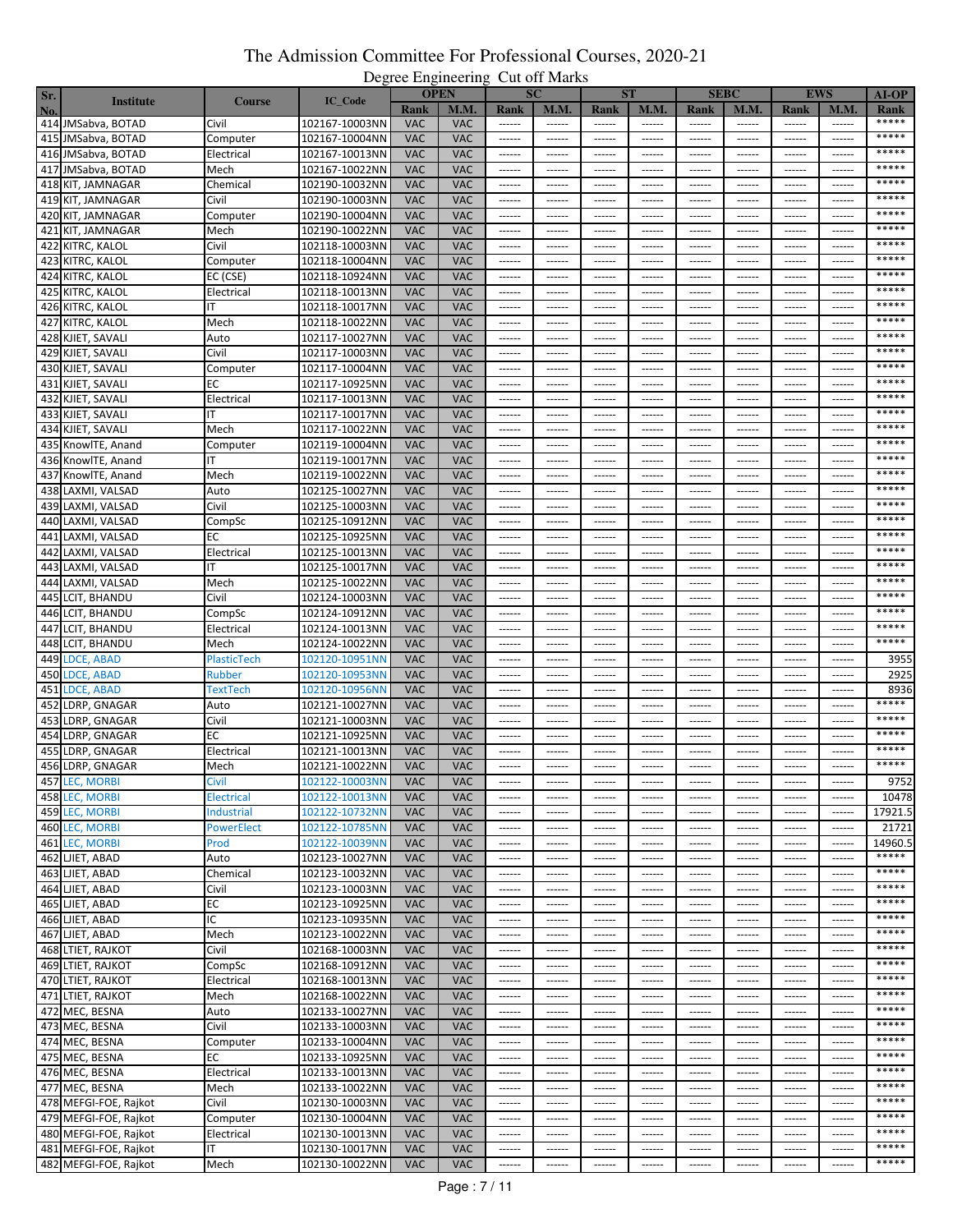# The Admission Committee For Professional Courses, 2020-21

## Degree Engineering Cut off Marks

| Sr. No. | Institute | Course | IC_Code | OPEN | | SC | | ST | | SEBC | | EWS | | AI-OP |
|---|---|---|---|---|---|---|---|---|---|---|---|---|---|---|
| | | | | Rank | M.M. | Rank | M.M. | Rank | M.M. | Rank | M.M. | Rank | M.M. | Rank |
| 414 | JMSabva, BOTAD | Civil | 102167-10003NN | VAC | VAC | ------ | ------ | ------ | ------ | ------ | ------ | ------ | ------ | ***** |
| 415 | JMSabva, BOTAD | Computer | 102167-10004NN | VAC | VAC | ------ | ------ | ------ | ------ | ------ | ------ | ------ | ------ | ***** |
| 416 | JMSabva, BOTAD | Electrical | 102167-10013NN | VAC | VAC | ------ | ------ | ------ | ------ | ------ | ------ | ------ | ------ | ***** |
| 417 | JMSabva, BOTAD | Mech | 102167-10022NN | VAC | VAC | ------ | ------ | ------ | ------ | ------ | ------ | ------ | ------ | ***** |
| 418 | KIT, JAMNAGAR | Chemical | 102190-10032NN | VAC | VAC | ------ | ------ | ------ | ------ | ------ | ------ | ------ | ------ | ***** |
| 419 | KIT, JAMNAGAR | Civil | 102190-10003NN | VAC | VAC | ------ | ------ | ------ | ------ | ------ | ------ | ------ | ------ | ***** |
| 420 | KIT, JAMNAGAR | Computer | 102190-10004NN | VAC | VAC | ------ | ------ | ------ | ------ | ------ | ------ | ------ | ------ | ***** |
| 421 | KIT, JAMNAGAR | Mech | 102190-10022NN | VAC | VAC | ------ | ------ | ------ | ------ | ------ | ------ | ------ | ------ | ***** |
| 422 | KITRC, KALOL | Civil | 102118-10003NN | VAC | VAC | ------ | ------ | ------ | ------ | ------ | ------ | ------ | ------ | ***** |
| 423 | KITRC, KALOL | Computer | 102118-10004NN | VAC | VAC | ------ | ------ | ------ | ------ | ------ | ------ | ------ | ------ | ***** |
| 424 | KITRC, KALOL | EC (CSE) | 102118-10924NN | VAC | VAC | ------ | ------ | ------ | ------ | ------ | ------ | ------ | ------ | ***** |
| 425 | KITRC, KALOL | Electrical | 102118-10013NN | VAC | VAC | ------ | ------ | ------ | ------ | ------ | ------ | ------ | ------ | ***** |
| 426 | KITRC, KALOL | IT | 102118-10017NN | VAC | VAC | ------ | ------ | ------ | ------ | ------ | ------ | ------ | ------ | ***** |
| 427 | KITRC, KALOL | Mech | 102118-10022NN | VAC | VAC | ------ | ------ | ------ | ------ | ------ | ------ | ------ | ------ | ***** |
| 428 | KJIET, SAVALI | Auto | 102117-10027NN | VAC | VAC | ------ | ------ | ------ | ------ | ------ | ------ | ------ | ------ | ***** |
| 429 | KJIET, SAVALI | Civil | 102117-10003NN | VAC | VAC | ------ | ------ | ------ | ------ | ------ | ------ | ------ | ------ | ***** |
| 430 | KJIET, SAVALI | Computer | 102117-10004NN | VAC | VAC | ------ | ------ | ------ | ------ | ------ | ------ | ------ | ------ | ***** |
| 431 | KJIET, SAVALI | EC | 102117-10925NN | VAC | VAC | ------ | ------ | ------ | ------ | ------ | ------ | ------ | ------ | ***** |
| 432 | KJIET, SAVALI | Electrical | 102117-10013NN | VAC | VAC | ------ | ------ | ------ | ------ | ------ | ------ | ------ | ------ | ***** |
| 433 | KJIET, SAVALI | IT | 102117-10017NN | VAC | VAC | ------ | ------ | ------ | ------ | ------ | ------ | ------ | ------ | ***** |
| 434 | KJIET, SAVALI | Mech | 102117-10022NN | VAC | VAC | ------ | ------ | ------ | ------ | ------ | ------ | ------ | ------ | ***** |
| 435 | KnowITE, Anand | Computer | 102119-10004NN | VAC | VAC | ------ | ------ | ------ | ------ | ------ | ------ | ------ | ------ | ***** |
| 436 | KnowITE, Anand | IT | 102119-10017NN | VAC | VAC | ------ | ------ | ------ | ------ | ------ | ------ | ------ | ------ | ***** |
| 437 | KnowITE, Anand | Mech | 102119-10022NN | VAC | VAC | ------ | ------ | ------ | ------ | ------ | ------ | ------ | ------ | ***** |
| 438 | LAXMI, VALSAD | Auto | 102125-10027NN | VAC | VAC | ------ | ------ | ------ | ------ | ------ | ------ | ------ | ------ | ***** |
| 439 | LAXMI, VALSAD | Civil | 102125-10003NN | VAC | VAC | ------ | ------ | ------ | ------ | ------ | ------ | ------ | ------ | ***** |
| 440 | LAXMI, VALSAD | CompSc | 102125-10912NN | VAC | VAC | ------ | ------ | ------ | ------ | ------ | ------ | ------ | ------ | ***** |
| 441 | LAXMI, VALSAD | EC | 102125-10925NN | VAC | VAC | ------ | ------ | ------ | ------ | ------ | ------ | ------ | ------ | ***** |
| 442 | LAXMI, VALSAD | Electrical | 102125-10013NN | VAC | VAC | ------ | ------ | ------ | ------ | ------ | ------ | ------ | ------ | ***** |
| 443 | LAXMI, VALSAD | IT | 102125-10017NN | VAC | VAC | ------ | ------ | ------ | ------ | ------ | ------ | ------ | ------ | ***** |
| 444 | LAXMI, VALSAD | Mech | 102125-10022NN | VAC | VAC | ------ | ------ | ------ | ------ | ------ | ------ | ------ | ------ | ***** |
| 445 | LCIT, BHANDU | Civil | 102124-10003NN | VAC | VAC | ------ | ------ | ------ | ------ | ------ | ------ | ------ | ------ | ***** |
| 446 | LCIT, BHANDU | CompSc | 102124-10912NN | VAC | VAC | ------ | ------ | ------ | ------ | ------ | ------ | ------ | ------ | ***** |
| 447 | LCIT, BHANDU | Electrical | 102124-10013NN | VAC | VAC | ------ | ------ | ------ | ------ | ------ | ------ | ------ | ------ | ***** |
| 448 | LCIT, BHANDU | Mech | 102124-10022NN | VAC | VAC | ------ | ------ | ------ | ------ | ------ | ------ | ------ | ------ | ***** |
| 449 | LDCE, ABAD | PlasticTech | 102120-10951NN | VAC | VAC | ------ | ------ | ------ | ------ | ------ | ------ | ------ | ------ | 3955 |
| 450 | LDCE, ABAD | Rubber | 102120-10953NN | VAC | VAC | ------ | ------ | ------ | ------ | ------ | ------ | ------ | ------ | 2925 |
| 451 | LDCE, ABAD | TextTech | 102120-10956NN | VAC | VAC | ------ | ------ | ------ | ------ | ------ | ------ | ------ | ------ | 8936 |
| 452 | LDRP, GNAGAR | Auto | 102121-10027NN | VAC | VAC | ------ | ------ | ------ | ------ | ------ | ------ | ------ | ------ | ***** |
| 453 | LDRP, GNAGAR | Civil | 102121-10003NN | VAC | VAC | ------ | ------ | ------ | ------ | ------ | ------ | ------ | ------ | ***** |
| 454 | LDRP, GNAGAR | EC | 102121-10925NN | VAC | VAC | ------ | ------ | ------ | ------ | ------ | ------ | ------ | ------ | ***** |
| 455 | LDRP, GNAGAR | Electrical | 102121-10013NN | VAC | VAC | ------ | ------ | ------ | ------ | ------ | ------ | ------ | ------ | ***** |
| 456 | LDRP, GNAGAR | Mech | 102121-10022NN | VAC | VAC | ------ | ------ | ------ | ------ | ------ | ------ | ------ | ------ | ***** |
| 457 | LEC, MORBI | Civil | 102122-10003NN | VAC | VAC | ------ | ------ | ------ | ------ | ------ | ------ | ------ | ------ | 9752 |
| 458 | LEC, MORBI | Electrical | 102122-10013NN | VAC | VAC | ------ | ------ | ------ | ------ | ------ | ------ | ------ | ------ | 10478 |
| 459 | LEC, MORBI | Industrial | 102122-10732NN | VAC | VAC | ------ | ------ | ------ | ------ | ------ | ------ | ------ | ------ | 17921.5 |
| 460 | LEC, MORBI | PowerElect | 102122-10785NN | VAC | VAC | ------ | ------ | ------ | ------ | ------ | ------ | ------ | ------ | 21721 |
| 461 | LEC, MORBI | Prod | 102122-10039NN | VAC | VAC | ------ | ------ | ------ | ------ | ------ | ------ | ------ | ------ | 14960.5 |
| 462 | LJIET, ABAD | Auto | 102123-10027NN | VAC | VAC | ------ | ------ | ------ | ------ | ------ | ------ | ------ | ------ | ***** |
| 463 | LJIET, ABAD | Chemical | 102123-10032NN | VAC | VAC | ------ | ------ | ------ | ------ | ------ | ------ | ------ | ------ | ***** |
| 464 | LJIET, ABAD | Civil | 102123-10003NN | VAC | VAC | ------ | ------ | ------ | ------ | ------ | ------ | ------ | ------ | ***** |
| 465 | LJIET, ABAD | EC | 102123-10925NN | VAC | VAC | ------ | ------ | ------ | ------ | ------ | ------ | ------ | ------ | ***** |
| 466 | LJIET, ABAD | IC | 102123-10935NN | VAC | VAC | ------ | ------ | ------ | ------ | ------ | ------ | ------ | ------ | ***** |
| 467 | LJIET, ABAD | Mech | 102123-10022NN | VAC | VAC | ------ | ------ | ------ | ------ | ------ | ------ | ------ | ------ | ***** |
| 468 | LTIET, RAJKOT | Civil | 102168-10003NN | VAC | VAC | ------ | ------ | ------ | ------ | ------ | ------ | ------ | ------ | ***** |
| 469 | LTIET, RAJKOT | CompSc | 102168-10912NN | VAC | VAC | ------ | ------ | ------ | ------ | ------ | ------ | ------ | ------ | ***** |
| 470 | LTIET, RAJKOT | Electrical | 102168-10013NN | VAC | VAC | ------ | ------ | ------ | ------ | ------ | ------ | ------ | ------ | ***** |
| 471 | LTIET, RAJKOT | Mech | 102168-10022NN | VAC | VAC | ------ | ------ | ------ | ------ | ------ | ------ | ------ | ------ | ***** |
| 472 | MEC, BESNA | Auto | 102133-10027NN | VAC | VAC | ------ | ------ | ------ | ------ | ------ | ------ | ------ | ------ | ***** |
| 473 | MEC, BESNA | Civil | 102133-10003NN | VAC | VAC | ------ | ------ | ------ | ------ | ------ | ------ | ------ | ------ | ***** |
| 474 | MEC, BESNA | Computer | 102133-10004NN | VAC | VAC | ------ | ------ | ------ | ------ | ------ | ------ | ------ | ------ | ***** |
| 475 | MEC, BESNA | EC | 102133-10925NN | VAC | VAC | ------ | ------ | ------ | ------ | ------ | ------ | ------ | ------ | ***** |
| 476 | MEC, BESNA | Electrical | 102133-10013NN | VAC | VAC | ------ | ------ | ------ | ------ | ------ | ------ | ------ | ------ | ***** |
| 477 | MEC, BESNA | Mech | 102133-10022NN | VAC | VAC | ------ | ------ | ------ | ------ | ------ | ------ | ------ | ------ | ***** |
| 478 | MEFGI-FOE, Rajkot | Civil | 102130-10003NN | VAC | VAC | ------ | ------ | ------ | ------ | ------ | ------ | ------ | ------ | ***** |
| 479 | MEFGI-FOE, Rajkot | Computer | 102130-10004NN | VAC | VAC | ------ | ------ | ------ | ------ | ------ | ------ | ------ | ------ | ***** |
| 480 | MEFGI-FOE, Rajkot | Electrical | 102130-10013NN | VAC | VAC | ------ | ------ | ------ | ------ | ------ | ------ | ------ | ------ | ***** |
| 481 | MEFGI-FOE, Rajkot | IT | 102130-10017NN | VAC | VAC | ------ | ------ | ------ | ------ | ------ | ------ | ------ | ------ | ***** |
| 482 | MEFGI-FOE, Rajkot | Mech | 102130-10022NN | VAC | VAC | ------ | ------ | ------ | ------ | ------ | ------ | ------ | ------ | ***** |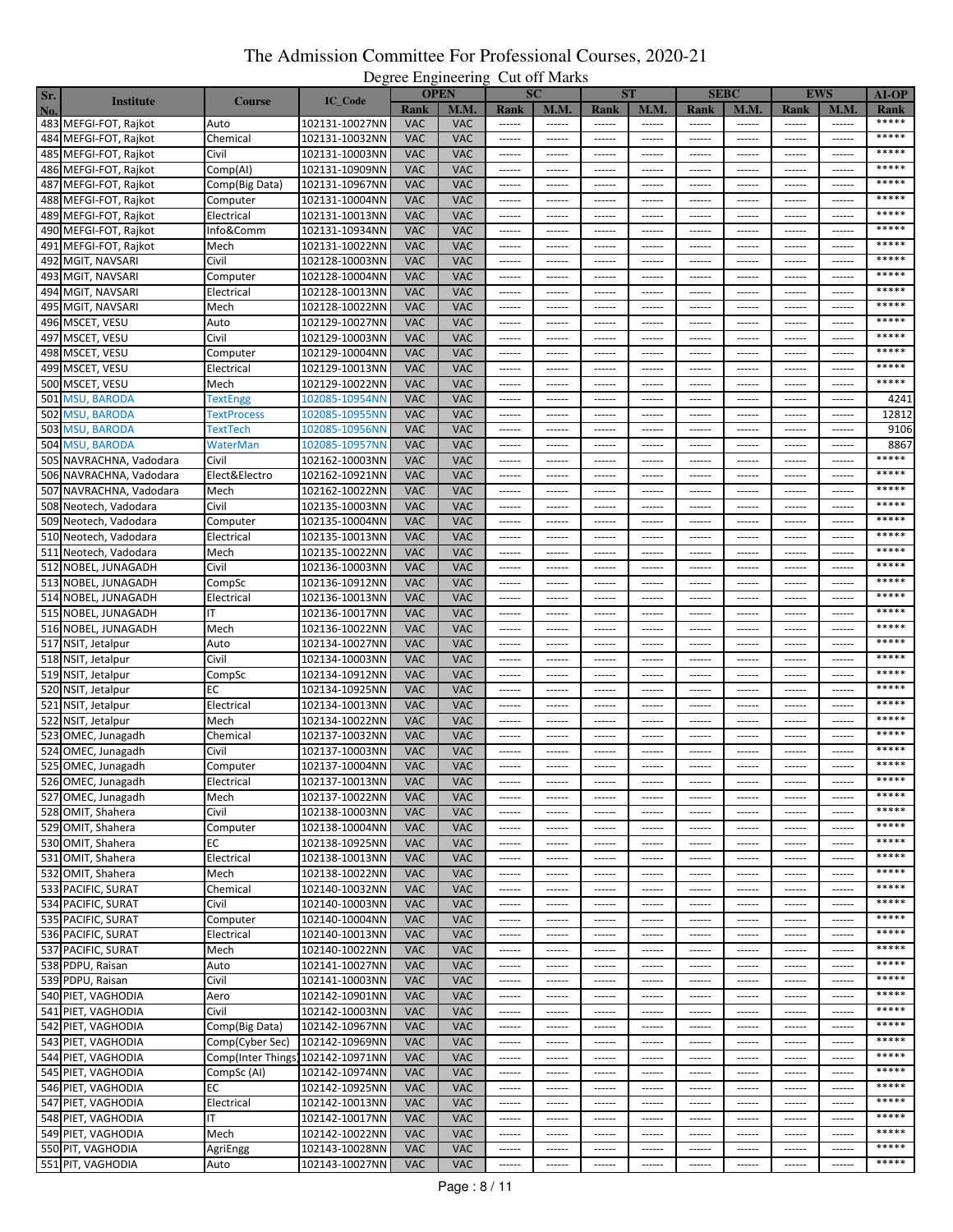# The Admission Committee For Professional Courses, 2020-21

## Degree Engineering Cut off Marks

| Sr. No. | Institute | Course | IC_Code | OPEN | | SC | | ST | | SEBC | | EWS | | AI-OP |
|---|---|---|---|---|---|---|---|---|---|---|---|---|---|---|
| | | | | Rank | M.M. | Rank | M.M. | Rank | M.M. | Rank | M.M. | Rank | M.M. | Rank |
| 483 | MEFGI-FOT, Rajkot | Auto | 102131-10027NN | VAC | VAC | ------ | ------ | ------ | ------ | ------ | ------ | ------ | ------ | ***** |
| 484 | MEFGI-FOT, Rajkot | Chemical | 102131-10032NN | VAC | VAC | ------ | ------ | ------ | ------ | ------ | ------ | ------ | ------ | ***** |
| 485 | MEFGI-FOT, Rajkot | Civil | 102131-10003NN | VAC | VAC | ------ | ------ | ------ | ------ | ------ | ------ | ------ | ------ | ***** |
| 486 | MEFGI-FOT, Rajkot | Comp(AI) | 102131-10909NN | VAC | VAC | ------ | ------ | ------ | ------ | ------ | ------ | ------ | ------ | ***** |
| 487 | MEFGI-FOT, Rajkot | Comp(Big Data) | 102131-10967NN | VAC | VAC | ------ | ------ | ------ | ------ | ------ | ------ | ------ | ------ | ***** |
| 488 | MEFGI-FOT, Rajkot | Computer | 102131-10004NN | VAC | VAC | ------ | ------ | ------ | ------ | ------ | ------ | ------ | ------ | ***** |
| 489 | MEFGI-FOT, Rajkot | Electrical | 102131-10013NN | VAC | VAC | ------ | ------ | ------ | ------ | ------ | ------ | ------ | ------ | ***** |
| 490 | MEFGI-FOT, Rajkot | Info&Comm | 102131-10934NN | VAC | VAC | ------ | ------ | ------ | ------ | ------ | ------ | ------ | ------ | ***** |
| 491 | MEFGI-FOT, Rajkot | Mech | 102131-10022NN | VAC | VAC | ------ | ------ | ------ | ------ | ------ | ------ | ------ | ------ | ***** |
| 492 | MGIT, NAVSARI | Civil | 102128-10003NN | VAC | VAC | ------ | ------ | ------ | ------ | ------ | ------ | ------ | ------ | ***** |
| 493 | MGIT, NAVSARI | Computer | 102128-10004NN | VAC | VAC | ------ | ------ | ------ | ------ | ------ | ------ | ------ | ------ | ***** |
| 494 | MGIT, NAVSARI | Electrical | 102128-10013NN | VAC | VAC | ------ | ------ | ------ | ------ | ------ | ------ | ------ | ------ | ***** |
| 495 | MGIT, NAVSARI | Mech | 102128-10022NN | VAC | VAC | ------ | ------ | ------ | ------ | ------ | ------ | ------ | ------ | ***** |
| 496 | MSCET, VESU | Auto | 102129-10027NN | VAC | VAC | ------ | ------ | ------ | ------ | ------ | ------ | ------ | ------ | ***** |
| 497 | MSCET, VESU | Civil | 102129-10003NN | VAC | VAC | ------ | ------ | ------ | ------ | ------ | ------ | ------ | ------ | ***** |
| 498 | MSCET, VESU | Computer | 102129-10004NN | VAC | VAC | ------ | ------ | ------ | ------ | ------ | ------ | ------ | ------ | ***** |
| 499 | MSCET, VESU | Electrical | 102129-10013NN | VAC | VAC | ------ | ------ | ------ | ------ | ------ | ------ | ------ | ------ | ***** |
| 500 | MSCET, VESU | Mech | 102129-10022NN | VAC | VAC | ------ | ------ | ------ | ------ | ------ | ------ | ------ | ------ | ***** |
| 501 | MSU, BARODA | TextEngg | 102085-10954NN | VAC | VAC | ------ | ------ | ------ | ------ | ------ | ------ | ------ | ------ | 4241 |
| 502 | MSU, BARODA | TextProcess | 102085-10955NN | VAC | VAC | ------ | ------ | ------ | ------ | ------ | ------ | ------ | ------ | 12812 |
| 503 | MSU, BARODA | TextTech | 102085-10956NN | VAC | VAC | ------ | ------ | ------ | ------ | ------ | ------ | ------ | ------ | 9106 |
| 504 | MSU, BARODA | WaterMan | 102085-10957NN | VAC | VAC | ------ | ------ | ------ | ------ | ------ | ------ | ------ | ------ | 8867 |
| 505 | NAVRACHNA, Vadodara | Civil | 102162-10003NN | VAC | VAC | ------ | ------ | ------ | ------ | ------ | ------ | ------ | ------ | ***** |
| 506 | NAVRACHNA, Vadodara | Elect&Electro | 102162-10921NN | VAC | VAC | ------ | ------ | ------ | ------ | ------ | ------ | ------ | ------ | ***** |
| 507 | NAVRACHNA, Vadodara | Mech | 102162-10022NN | VAC | VAC | ------ | ------ | ------ | ------ | ------ | ------ | ------ | ------ | ***** |
| 508 | Neotech, Vadodara | Civil | 102135-10003NN | VAC | VAC | ------ | ------ | ------ | ------ | ------ | ------ | ------ | ------ | ***** |
| 509 | Neotech, Vadodara | Computer | 102135-10004NN | VAC | VAC | ------ | ------ | ------ | ------ | ------ | ------ | ------ | ------ | ***** |
| 510 | Neotech, Vadodara | Electrical | 102135-10013NN | VAC | VAC | ------ | ------ | ------ | ------ | ------ | ------ | ------ | ------ | ***** |
| 511 | Neotech, Vadodara | Mech | 102135-10022NN | VAC | VAC | ------ | ------ | ------ | ------ | ------ | ------ | ------ | ------ | ***** |
| 512 | NOBEL, JUNAGADH | Civil | 102136-10003NN | VAC | VAC | ------ | ------ | ------ | ------ | ------ | ------ | ------ | ------ | ***** |
| 513 | NOBEL, JUNAGADH | CompSc | 102136-10912NN | VAC | VAC | ------ | ------ | ------ | ------ | ------ | ------ | ------ | ------ | ***** |
| 514 | NOBEL, JUNAGADH | Electrical | 102136-10013NN | VAC | VAC | ------ | ------ | ------ | ------ | ------ | ------ | ------ | ------ | ***** |
| 515 | NOBEL, JUNAGADH | IT | 102136-10017NN | VAC | VAC | ------ | ------ | ------ | ------ | ------ | ------ | ------ | ------ | ***** |
| 516 | NOBEL, JUNAGADH | Mech | 102136-10022NN | VAC | VAC | ------ | ------ | ------ | ------ | ------ | ------ | ------ | ------ | ***** |
| 517 | NSIT, Jetalpur | Auto | 102134-10027NN | VAC | VAC | ------ | ------ | ------ | ------ | ------ | ------ | ------ | ------ | ***** |
| 518 | NSIT, Jetalpur | Civil | 102134-10003NN | VAC | VAC | ------ | ------ | ------ | ------ | ------ | ------ | ------ | ------ | ***** |
| 519 | NSIT, Jetalpur | CompSc | 102134-10912NN | VAC | VAC | ------ | ------ | ------ | ------ | ------ | ------ | ------ | ------ | ***** |
| 520 | NSIT, Jetalpur | EC | 102134-10925NN | VAC | VAC | ------ | ------ | ------ | ------ | ------ | ------ | ------ | ------ | ***** |
| 521 | NSIT, Jetalpur | Electrical | 102134-10013NN | VAC | VAC | ------ | ------ | ------ | ------ | ------ | ------ | ------ | ------ | ***** |
| 522 | NSIT, Jetalpur | Mech | 102134-10022NN | VAC | VAC | ------ | ------ | ------ | ------ | ------ | ------ | ------ | ------ | ***** |
| 523 | OMEC, Junagadh | Chemical | 102137-10032NN | VAC | VAC | ------ | ------ | ------ | ------ | ------ | ------ | ------ | ------ | ***** |
| 524 | OMEC, Junagadh | Civil | 102137-10003NN | VAC | VAC | ------ | ------ | ------ | ------ | ------ | ------ | ------ | ------ | ***** |
| 525 | OMEC, Junagadh | Computer | 102137-10004NN | VAC | VAC | ------ | ------ | ------ | ------ | ------ | ------ | ------ | ------ | ***** |
| 526 | OMEC, Junagadh | Electrical | 102137-10013NN | VAC | VAC | ------ | ------ | ------ | ------ | ------ | ------ | ------ | ------ | ***** |
| 527 | OMEC, Junagadh | Mech | 102137-10022NN | VAC | VAC | ------ | ------ | ------ | ------ | ------ | ------ | ------ | ------ | ***** |
| 528 | OMIT, Shahera | Civil | 102138-10003NN | VAC | VAC | ------ | ------ | ------ | ------ | ------ | ------ | ------ | ------ | ***** |
| 529 | OMIT, Shahera | Computer | 102138-10004NN | VAC | VAC | ------ | ------ | ------ | ------ | ------ | ------ | ------ | ------ | ***** |
| 530 | OMIT, Shahera | EC | 102138-10925NN | VAC | VAC | ------ | ------ | ------ | ------ | ------ | ------ | ------ | ------ | ***** |
| 531 | OMIT, Shahera | Electrical | 102138-10013NN | VAC | VAC | ------ | ------ | ------ | ------ | ------ | ------ | ------ | ------ | ***** |
| 532 | OMIT, Shahera | Mech | 102138-10022NN | VAC | VAC | ------ | ------ | ------ | ------ | ------ | ------ | ------ | ------ | ***** |
| 533 | PACIFIC, SURAT | Chemical | 102140-10032NN | VAC | VAC | ------ | ------ | ------ | ------ | ------ | ------ | ------ | ------ | ***** |
| 534 | PACIFIC, SURAT | Civil | 102140-10003NN | VAC | VAC | ------ | ------ | ------ | ------ | ------ | ------ | ------ | ------ | ***** |
| 535 | PACIFIC, SURAT | Computer | 102140-10004NN | VAC | VAC | ------ | ------ | ------ | ------ | ------ | ------ | ------ | ------ | ***** |
| 536 | PACIFIC, SURAT | Electrical | 102140-10013NN | VAC | VAC | ------ | ------ | ------ | ------ | ------ | ------ | ------ | ------ | ***** |
| 537 | PACIFIC, SURAT | Mech | 102140-10022NN | VAC | VAC | ------ | ------ | ------ | ------ | ------ | ------ | ------ | ------ | ***** |
| 538 | PDPU, Raisan | Auto | 102141-10027NN | VAC | VAC | ------ | ------ | ------ | ------ | ------ | ------ | ------ | ------ | ***** |
| 539 | PDPU, Raisan | Civil | 102141-10003NN | VAC | VAC | ------ | ------ | ------ | ------ | ------ | ------ | ------ | ------ | ***** |
| 540 | PIET, VAGHODIA | Aero | 102142-10901NN | VAC | VAC | ------ | ------ | ------ | ------ | ------ | ------ | ------ | ------ | ***** |
| 541 | PIET, VAGHODIA | Civil | 102142-10003NN | VAC | VAC | ------ | ------ | ------ | ------ | ------ | ------ | ------ | ------ | ***** |
| 542 | PIET, VAGHODIA | Comp(Big Data) | 102142-10967NN | VAC | VAC | ------ | ------ | ------ | ------ | ------ | ------ | ------ | ------ | ***** |
| 543 | PIET, VAGHODIA | Comp(Cyber Sec) | 102142-10969NN | VAC | VAC | ------ | ------ | ------ | ------ | ------ | ------ | ------ | ------ | ***** |
| 544 | PIET, VAGHODIA | Comp(Inter Things) | 102142-10971NN | VAC | VAC | ------ | ------ | ------ | ------ | ------ | ------ | ------ | ------ | ***** |
| 545 | PIET, VAGHODIA | CompSc (AI) | 102142-10974NN | VAC | VAC | ------ | ------ | ------ | ------ | ------ | ------ | ------ | ------ | ***** |
| 546 | PIET, VAGHODIA | EC | 102142-10925NN | VAC | VAC | ------ | ------ | ------ | ------ | ------ | ------ | ------ | ------ | ***** |
| 547 | PIET, VAGHODIA | Electrical | 102142-10013NN | VAC | VAC | ------ | ------ | ------ | ------ | ------ | ------ | ------ | ------ | ***** |
| 548 | PIET, VAGHODIA | IT | 102142-10017NN | VAC | VAC | ------ | ------ | ------ | ------ | ------ | ------ | ------ | ------ | ***** |
| 549 | PIET, VAGHODIA | Mech | 102142-10022NN | VAC | VAC | ------ | ------ | ------ | ------ | ------ | ------ | ------ | ------ | ***** |
| 550 | PIT, VAGHODIA | AgriEngg | 102143-10028NN | VAC | VAC | ------ | ------ | ------ | ------ | ------ | ------ | ------ | ------ | ***** |
| 551 | PIT, VAGHODIA | Auto | 102143-10027NN | VAC | VAC | ------ | ------ | ------ | ------ | ------ | ------ | ------ | ------ | ***** |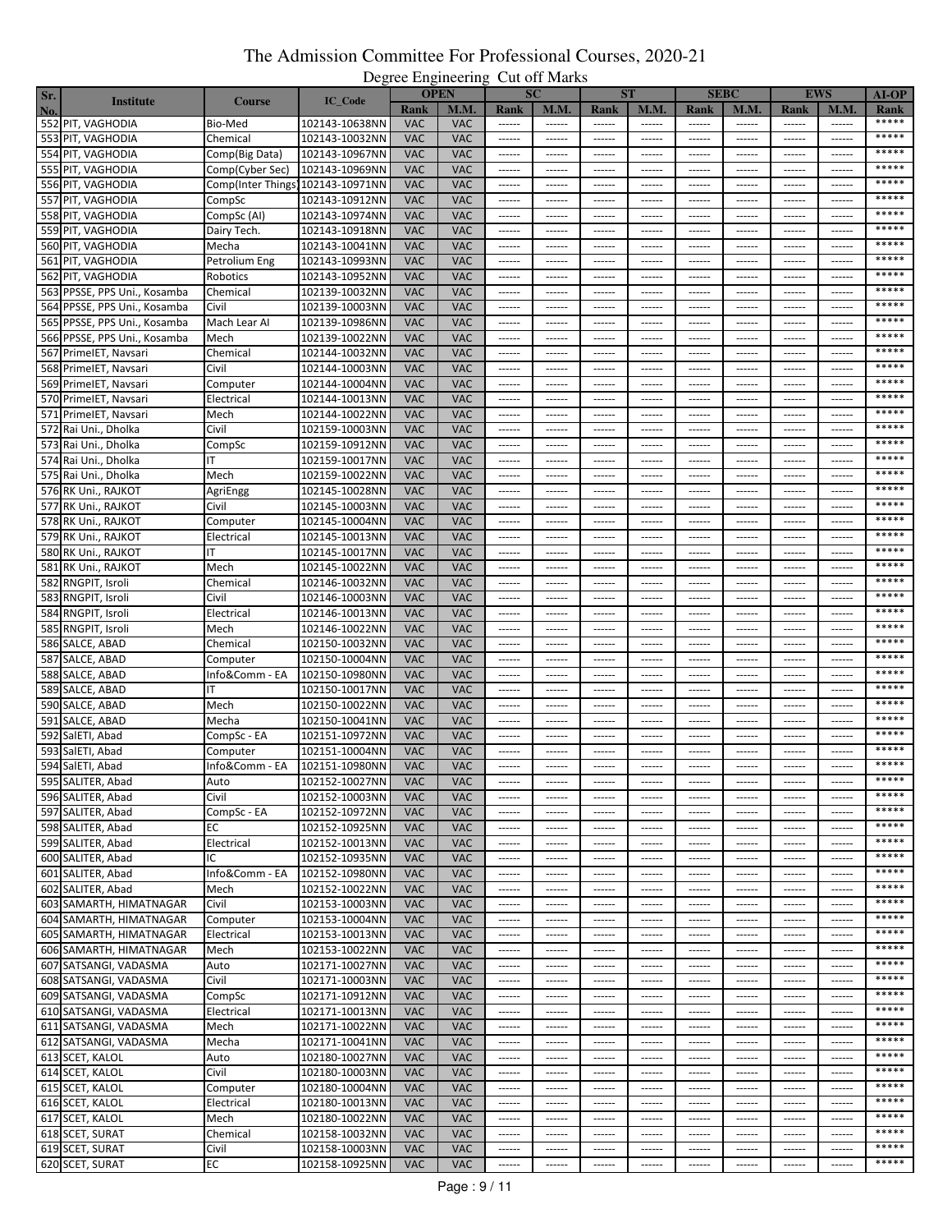# The Admission Committee For Professional Courses, 2020-21

## Degree Engineering Cut off Marks

| Sr. No. | Institute | Course | IC_Code | OPEN | | SC | | ST | | SEBC | | EWS | | AI-OP |
|---|---|---|---|---|---|---|---|---|---|---|---|---|---|---|
| | | | | Rank | M.M. | Rank | M.M. | Rank | M.M. | Rank | M.M. | Rank | M.M. | Rank |
| 552 | PIT, VAGHODIA | Bio-Med | 102143-10638NN | VAC | VAC | ------ | ------ | ------ | ------ | ------ | ------ | ------ | ------ | ***** |
| 553 | PIT, VAGHODIA | Chemical | 102143-10032NN | VAC | VAC | ------ | ------ | ------ | ------ | ------ | ------ | ------ | ------ | ***** |
| 554 | PIT, VAGHODIA | Comp(Big Data) | 102143-10967NN | VAC | VAC | ------ | ------ | ------ | ------ | ------ | ------ | ------ | ------ | ***** |
| 555 | PIT, VAGHODIA | Comp(Cyber Sec) | 102143-10969NN | VAC | VAC | ------ | ------ | ------ | ------ | ------ | ------ | ------ | ------ | ***** |
| 556 | PIT, VAGHODIA | Comp(Inter Things) | 102143-10971NN | VAC | VAC | ------ | ------ | ------ | ------ | ------ | ------ | ------ | ------ | ***** |
| 557 | PIT, VAGHODIA | CompSc | 102143-10912NN | VAC | VAC | ------ | ------ | ------ | ------ | ------ | ------ | ------ | ------ | ***** |
| 558 | PIT, VAGHODIA | CompSc (AI) | 102143-10974NN | VAC | VAC | ------ | ------ | ------ | ------ | ------ | ------ | ------ | ------ | ***** |
| 559 | PIT, VAGHODIA | Dairy Tech. | 102143-10918NN | VAC | VAC | ------ | ------ | ------ | ------ | ------ | ------ | ------ | ------ | ***** |
| 560 | PIT, VAGHODIA | Mecha | 102143-10041NN | VAC | VAC | ------ | ------ | ------ | ------ | ------ | ------ | ------ | ------ | ***** |
| 561 | PIT, VAGHODIA | Petrolium Eng | 102143-10993NN | VAC | VAC | ------ | ------ | ------ | ------ | ------ | ------ | ------ | ------ | ***** |
| 562 | PIT, VAGHODIA | Robotics | 102143-10952NN | VAC | VAC | ------ | ------ | ------ | ------ | ------ | ------ | ------ | ------ | ***** |
| 563 | PPSSE, PPS Uni., Kosamba | Chemical | 102139-10032NN | VAC | VAC | ------ | ------ | ------ | ------ | ------ | ------ | ------ | ------ | ***** |
| 564 | PPSSE, PPS Uni., Kosamba | Civil | 102139-10003NN | VAC | VAC | ------ | ------ | ------ | ------ | ------ | ------ | ------ | ------ | ***** |
| 565 | PPSSE, PPS Uni., Kosamba | Mach Lear AI | 102139-10986NN | VAC | VAC | ------ | ------ | ------ | ------ | ------ | ------ | ------ | ------ | ***** |
| 566 | PPSSE, PPS Uni., Kosamba | Mech | 102139-10022NN | VAC | VAC | ------ | ------ | ------ | ------ | ------ | ------ | ------ | ------ | ***** |
| 567 | PrimeIET, Navsari | Chemical | 102144-10032NN | VAC | VAC | ------ | ------ | ------ | ------ | ------ | ------ | ------ | ------ | ***** |
| 568 | PrimeIET, Navsari | Civil | 102144-10003NN | VAC | VAC | ------ | ------ | ------ | ------ | ------ | ------ | ------ | ------ | ***** |
| 569 | PrimeIET, Navsari | Computer | 102144-10004NN | VAC | VAC | ------ | ------ | ------ | ------ | ------ | ------ | ------ | ------ | ***** |
| 570 | PrimeIET, Navsari | Electrical | 102144-10013NN | VAC | VAC | ------ | ------ | ------ | ------ | ------ | ------ | ------ | ------ | ***** |
| 571 | PrimeIET, Navsari | Mech | 102144-10022NN | VAC | VAC | ------ | ------ | ------ | ------ | ------ | ------ | ------ | ------ | ***** |
| 572 | Rai Uni., Dholka | Civil | 102159-10003NN | VAC | VAC | ------ | ------ | ------ | ------ | ------ | ------ | ------ | ------ | ***** |
| 573 | Rai Uni., Dholka | CompSc | 102159-10912NN | VAC | VAC | ------ | ------ | ------ | ------ | ------ | ------ | ------ | ------ | ***** |
| 574 | Rai Uni., Dholka | IT | 102159-10017NN | VAC | VAC | ------ | ------ | ------ | ------ | ------ | ------ | ------ | ------ | ***** |
| 575 | Rai Uni., Dholka | Mech | 102159-10022NN | VAC | VAC | ------ | ------ | ------ | ------ | ------ | ------ | ------ | ------ | ***** |
| 576 | RK Uni., RAJKOT | AgriEngg | 102145-10028NN | VAC | VAC | ------ | ------ | ------ | ------ | ------ | ------ | ------ | ------ | ***** |
| 577 | RK Uni., RAJKOT | Civil | 102145-10003NN | VAC | VAC | ------ | ------ | ------ | ------ | ------ | ------ | ------ | ------ | ***** |
| 578 | RK Uni., RAJKOT | Computer | 102145-10004NN | VAC | VAC | ------ | ------ | ------ | ------ | ------ | ------ | ------ | ------ | ***** |
| 579 | RK Uni., RAJKOT | Electrical | 102145-10013NN | VAC | VAC | ------ | ------ | ------ | ------ | ------ | ------ | ------ | ------ | ***** |
| 580 | RK Uni., RAJKOT | IT | 102145-10017NN | VAC | VAC | ------ | ------ | ------ | ------ | ------ | ------ | ------ | ------ | ***** |
| 581 | RK Uni., RAJKOT | Mech | 102145-10022NN | VAC | VAC | ------ | ------ | ------ | ------ | ------ | ------ | ------ | ------ | ***** |
| 582 | RNGPIT, Isroli | Chemical | 102146-10032NN | VAC | VAC | ------ | ------ | ------ | ------ | ------ | ------ | ------ | ------ | ***** |
| 583 | RNGPIT, Isroli | Civil | 102146-10003NN | VAC | VAC | ------ | ------ | ------ | ------ | ------ | ------ | ------ | ------ | ***** |
| 584 | RNGPIT, Isroli | Electrical | 102146-10013NN | VAC | VAC | ------ | ------ | ------ | ------ | ------ | ------ | ------ | ------ | ***** |
| 585 | RNGPIT, Isroli | Mech | 102146-10022NN | VAC | VAC | ------ | ------ | ------ | ------ | ------ | ------ | ------ | ------ | ***** |
| 586 | SALCE, ABAD | Chemical | 102150-10032NN | VAC | VAC | ------ | ------ | ------ | ------ | ------ | ------ | ------ | ------ | ***** |
| 587 | SALCE, ABAD | Computer | 102150-10004NN | VAC | VAC | ------ | ------ | ------ | ------ | ------ | ------ | ------ | ------ | ***** |
| 588 | SALCE, ABAD | Info&Comm - EA | 102150-10980NN | VAC | VAC | ------ | ------ | ------ | ------ | ------ | ------ | ------ | ------ | ***** |
| 589 | SALCE, ABAD | IT | 102150-10017NN | VAC | VAC | ------ | ------ | ------ | ------ | ------ | ------ | ------ | ------ | ***** |
| 590 | SALCE, ABAD | Mech | 102150-10022NN | VAC | VAC | ------ | ------ | ------ | ------ | ------ | ------ | ------ | ------ | ***** |
| 591 | SALCE, ABAD | Mecha | 102150-10041NN | VAC | VAC | ------ | ------ | ------ | ------ | ------ | ------ | ------ | ------ | ***** |
| 592 | SalETI, Abad | CompSc - EA | 102151-10972NN | VAC | VAC | ------ | ------ | ------ | ------ | ------ | ------ | ------ | ------ | ***** |
| 593 | SalETI, Abad | Computer | 102151-10004NN | VAC | VAC | ------ | ------ | ------ | ------ | ------ | ------ | ------ | ------ | ***** |
| 594 | SalETI, Abad | Info&Comm - EA | 102151-10980NN | VAC | VAC | ------ | ------ | ------ | ------ | ------ | ------ | ------ | ------ | ***** |
| 595 | SALITER, Abad | Auto | 102152-10027NN | VAC | VAC | ------ | ------ | ------ | ------ | ------ | ------ | ------ | ------ | ***** |
| 596 | SALITER, Abad | Civil | 102152-10003NN | VAC | VAC | ------ | ------ | ------ | ------ | ------ | ------ | ------ | ------ | ***** |
| 597 | SALITER, Abad | CompSc - EA | 102152-10972NN | VAC | VAC | ------ | ------ | ------ | ------ | ------ | ------ | ------ | ------ | ***** |
| 598 | SALITER, Abad | EC | 102152-10925NN | VAC | VAC | ------ | ------ | ------ | ------ | ------ | ------ | ------ | ------ | ***** |
| 599 | SALITER, Abad | Electrical | 102152-10013NN | VAC | VAC | ------ | ------ | ------ | ------ | ------ | ------ | ------ | ------ | ***** |
| 600 | SALITER, Abad | IC | 102152-10935NN | VAC | VAC | ------ | ------ | ------ | ------ | ------ | ------ | ------ | ------ | ***** |
| 601 | SALITER, Abad | Info&Comm - EA | 102152-10980NN | VAC | VAC | ------ | ------ | ------ | ------ | ------ | ------ | ------ | ------ | ***** |
| 602 | SALITER, Abad | Mech | 102152-10022NN | VAC | VAC | ------ | ------ | ------ | ------ | ------ | ------ | ------ | ------ | ***** |
| 603 | SAMARTH, HIMATNAGAR | Civil | 102153-10003NN | VAC | VAC | ------ | ------ | ------ | ------ | ------ | ------ | ------ | ------ | ***** |
| 604 | SAMARTH, HIMATNAGAR | Computer | 102153-10004NN | VAC | VAC | ------ | ------ | ------ | ------ | ------ | ------ | ------ | ------ | ***** |
| 605 | SAMARTH, HIMATNAGAR | Electrical | 102153-10013NN | VAC | VAC | ------ | ------ | ------ | ------ | ------ | ------ | ------ | ------ | ***** |
| 606 | SAMARTH, HIMATNAGAR | Mech | 102153-10022NN | VAC | VAC | ------ | ------ | ------ | ------ | ------ | ------ | ------ | ------ | ***** |
| 607 | SATSANGI, VADASMA | Auto | 102171-10027NN | VAC | VAC | ------ | ------ | ------ | ------ | ------ | ------ | ------ | ------ | ***** |
| 608 | SATSANGI, VADASMA | Civil | 102171-10003NN | VAC | VAC | ------ | ------ | ------ | ------ | ------ | ------ | ------ | ------ | ***** |
| 609 | SATSANGI, VADASMA | CompSc | 102171-10912NN | VAC | VAC | ------ | ------ | ------ | ------ | ------ | ------ | ------ | ------ | ***** |
| 610 | SATSANGI, VADASMA | Electrical | 102171-10013NN | VAC | VAC | ------ | ------ | ------ | ------ | ------ | ------ | ------ | ------ | ***** |
| 611 | SATSANGI, VADASMA | Mech | 102171-10022NN | VAC | VAC | ------ | ------ | ------ | ------ | ------ | ------ | ------ | ------ | ***** |
| 612 | SATSANGI, VADASMA | Mecha | 102171-10041NN | VAC | VAC | ------ | ------ | ------ | ------ | ------ | ------ | ------ | ------ | ***** |
| 613 | SCET, KALOL | Auto | 102180-10027NN | VAC | VAC | ------ | ------ | ------ | ------ | ------ | ------ | ------ | ------ | ***** |
| 614 | SCET, KALOL | Civil | 102180-10003NN | VAC | VAC | ------ | ------ | ------ | ------ | ------ | ------ | ------ | ------ | ***** |
| 615 | SCET, KALOL | Computer | 102180-10004NN | VAC | VAC | ------ | ------ | ------ | ------ | ------ | ------ | ------ | ------ | ***** |
| 616 | SCET, KALOL | Electrical | 102180-10013NN | VAC | VAC | ------ | ------ | ------ | ------ | ------ | ------ | ------ | ------ | ***** |
| 617 | SCET, KALOL | Mech | 102180-10022NN | VAC | VAC | ------ | ------ | ------ | ------ | ------ | ------ | ------ | ------ | ***** |
| 618 | SCET, SURAT | Chemical | 102158-10032NN | VAC | VAC | ------ | ------ | ------ | ------ | ------ | ------ | ------ | ------ | ***** |
| 619 | SCET, SURAT | Civil | 102158-10003NN | VAC | VAC | ------ | ------ | ------ | ------ | ------ | ------ | ------ | ------ | ***** |
| 620 | SCET, SURAT | EC | 102158-10925NN | VAC | VAC | ------ | ------ | ------ | ------ | ------ | ------ | ------ | ------ | ***** |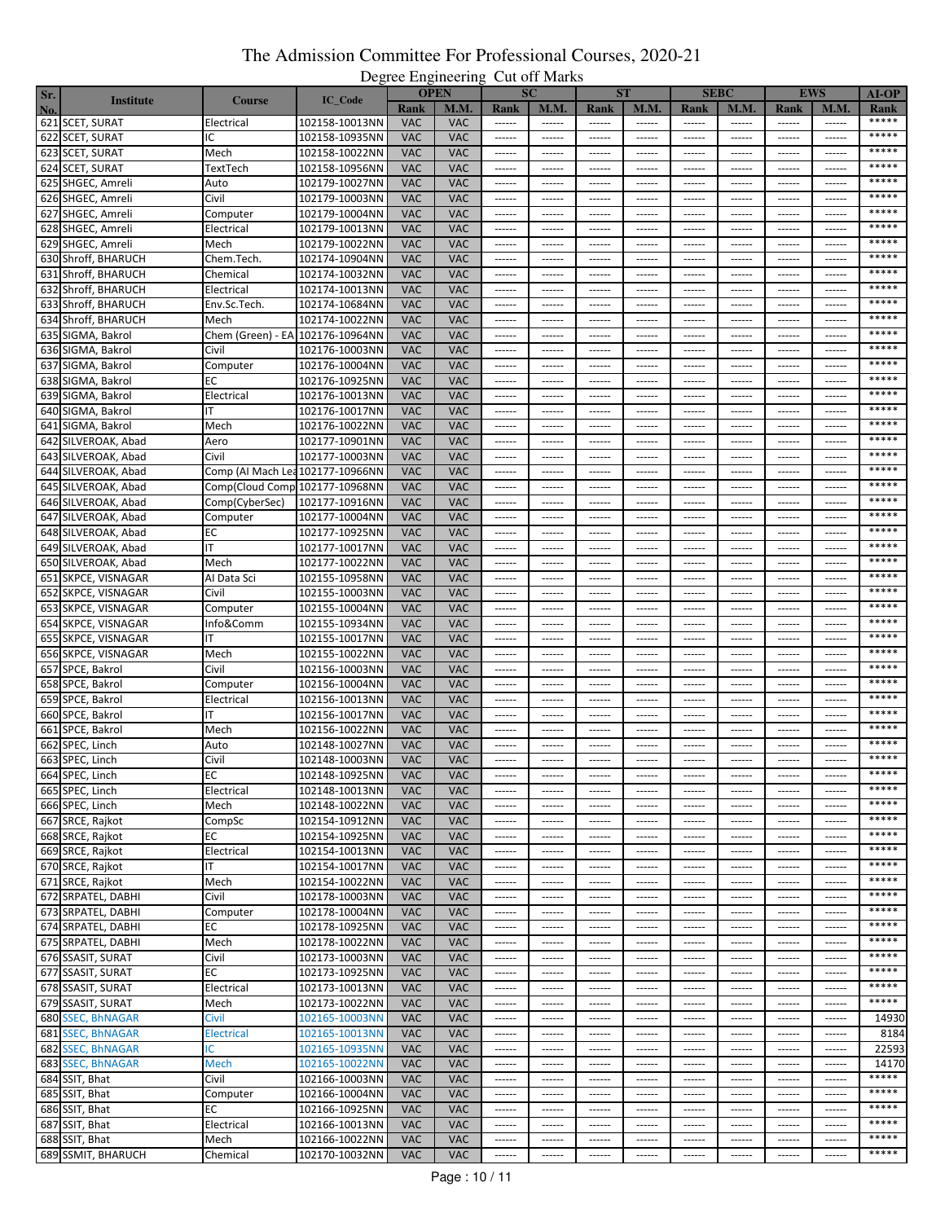# The Admission Committee For Professional Courses, 2020-21

## Degree Engineering Cut off Marks

| Sr. No. | Institute | Course | IC_Code | OPEN | | SC | | ST | | SEBC | | EWS | | AI-OP |
|---|---|---|---|---|---|---|---|---|---|---|---|---|---|---|
| | | | | Rank | M.M. | Rank | M.M. | Rank | M.M. | Rank | M.M. | Rank | M.M. | Rank |
| 621 | SCET, SURAT | Electrical | 102158-10013NN | VAC | VAC | ------ | ------ | ------ | ------ | ------ | ------ | ------ | ------ | ***** |
| 622 | SCET, SURAT | IC | 102158-10935NN | VAC | VAC | ------ | ------ | ------ | ------ | ------ | ------ | ------ | ------ | ***** |
| 623 | SCET, SURAT | Mech | 102158-10022NN | VAC | VAC | ------ | ------ | ------ | ------ | ------ | ------ | ------ | ------ | ***** |
| 624 | SCET, SURAT | TextTech | 102158-10956NN | VAC | VAC | ------ | ------ | ------ | ------ | ------ | ------ | ------ | ------ | ***** |
| 625 | SHGEC, Amreli | Auto | 102179-10027NN | VAC | VAC | ------ | ------ | ------ | ------ | ------ | ------ | ------ | ------ | ***** |
| 626 | SHGEC, Amreli | Civil | 102179-10003NN | VAC | VAC | ------ | ------ | ------ | ------ | ------ | ------ | ------ | ------ | ***** |
| 627 | SHGEC, Amreli | Computer | 102179-10004NN | VAC | VAC | ------ | ------ | ------ | ------ | ------ | ------ | ------ | ------ | ***** |
| 628 | SHGEC, Amreli | Electrical | 102179-10013NN | VAC | VAC | ------ | ------ | ------ | ------ | ------ | ------ | ------ | ------ | ***** |
| 629 | SHGEC, Amreli | Mech | 102179-10022NN | VAC | VAC | ------ | ------ | ------ | ------ | ------ | ------ | ------ | ------ | ***** |
| 630 | Shroff, BHARUCH | Chem.Tech. | 102174-10904NN | VAC | VAC | ------ | ------ | ------ | ------ | ------ | ------ | ------ | ------ | ***** |
| 631 | Shroff, BHARUCH | Chemical | 102174-10032NN | VAC | VAC | ------ | ------ | ------ | ------ | ------ | ------ | ------ | ------ | ***** |
| 632 | Shroff, BHARUCH | Electrical | 102174-10013NN | VAC | VAC | ------ | ------ | ------ | ------ | ------ | ------ | ------ | ------ | ***** |
| 633 | Shroff, BHARUCH | Env.Sc.Tech. | 102174-10684NN | VAC | VAC | ------ | ------ | ------ | ------ | ------ | ------ | ------ | ------ | ***** |
| 634 | Shroff, BHARUCH | Mech | 102174-10022NN | VAC | VAC | ------ | ------ | ------ | ------ | ------ | ------ | ------ | ------ | ***** |
| 635 | SIGMA, Bakrol | Chem (Green) - EA | 102176-10964NN | VAC | VAC | ------ | ------ | ------ | ------ | ------ | ------ | ------ | ------ | ***** |
| 636 | SIGMA, Bakrol | Civil | 102176-10003NN | VAC | VAC | ------ | ------ | ------ | ------ | ------ | ------ | ------ | ------ | ***** |
| 637 | SIGMA, Bakrol | Computer | 102176-10004NN | VAC | VAC | ------ | ------ | ------ | ------ | ------ | ------ | ------ | ------ | ***** |
| 638 | SIGMA, Bakrol | EC | 102176-10925NN | VAC | VAC | ------ | ------ | ------ | ------ | ------ | ------ | ------ | ------ | ***** |
| 639 | SIGMA, Bakrol | Electrical | 102176-10013NN | VAC | VAC | ------ | ------ | ------ | ------ | ------ | ------ | ------ | ------ | ***** |
| 640 | SIGMA, Bakrol | IT | 102176-10017NN | VAC | VAC | ------ | ------ | ------ | ------ | ------ | ------ | ------ | ------ | ***** |
| 641 | SIGMA, Bakrol | Mech | 102176-10022NN | VAC | VAC | ------ | ------ | ------ | ------ | ------ | ------ | ------ | ------ | ***** |
| 642 | SILVEROAK, Abad | Aero | 102177-10901NN | VAC | VAC | ------ | ------ | ------ | ------ | ------ | ------ | ------ | ------ | ***** |
| 643 | SILVEROAK, Abad | Civil | 102177-10003NN | VAC | VAC | ------ | ------ | ------ | ------ | ------ | ------ | ------ | ------ | ***** |
| 644 | SILVEROAK, Abad | Comp (AI Mach Lea | 102177-10966NN | VAC | VAC | ------ | ------ | ------ | ------ | ------ | ------ | ------ | ------ | ***** |
| 645 | SILVEROAK, Abad | Comp(Cloud Comp | 102177-10968NN | VAC | VAC | ------ | ------ | ------ | ------ | ------ | ------ | ------ | ------ | ***** |
| 646 | SILVEROAK, Abad | Comp(CyberSec) | 102177-10916NN | VAC | VAC | ------ | ------ | ------ | ------ | ------ | ------ | ------ | ------ | ***** |
| 647 | SILVEROAK, Abad | Computer | 102177-10004NN | VAC | VAC | ------ | ------ | ------ | ------ | ------ | ------ | ------ | ------ | ***** |
| 648 | SILVEROAK, Abad | EC | 102177-10925NN | VAC | VAC | ------ | ------ | ------ | ------ | ------ | ------ | ------ | ------ | ***** |
| 649 | SILVEROAK, Abad | IT | 102177-10017NN | VAC | VAC | ------ | ------ | ------ | ------ | ------ | ------ | ------ | ------ | ***** |
| 650 | SILVEROAK, Abad | Mech | 102177-10022NN | VAC | VAC | ------ | ------ | ------ | ------ | ------ | ------ | ------ | ------ | ***** |
| 651 | SKPCE, VISNAGAR | AI Data Sci | 102155-10958NN | VAC | VAC | ------ | ------ | ------ | ------ | ------ | ------ | ------ | ------ | ***** |
| 652 | SKPCE, VISNAGAR | Civil | 102155-10003NN | VAC | VAC | ------ | ------ | ------ | ------ | ------ | ------ | ------ | ------ | ***** |
| 653 | SKPCE, VISNAGAR | Computer | 102155-10004NN | VAC | VAC | ------ | ------ | ------ | ------ | ------ | ------ | ------ | ------ | ***** |
| 654 | SKPCE, VISNAGAR | Info&Comm | 102155-10934NN | VAC | VAC | ------ | ------ | ------ | ------ | ------ | ------ | ------ | ------ | ***** |
| 655 | SKPCE, VISNAGAR | IT | 102155-10017NN | VAC | VAC | ------ | ------ | ------ | ------ | ------ | ------ | ------ | ------ | ***** |
| 656 | SKPCE, VISNAGAR | Mech | 102155-10022NN | VAC | VAC | ------ | ------ | ------ | ------ | ------ | ------ | ------ | ------ | ***** |
| 657 | SPCE, Bakrol | Civil | 102156-10003NN | VAC | VAC | ------ | ------ | ------ | ------ | ------ | ------ | ------ | ------ | ***** |
| 658 | SPCE, Bakrol | Computer | 102156-10004NN | VAC | VAC | ------ | ------ | ------ | ------ | ------ | ------ | ------ | ------ | ***** |
| 659 | SPCE, Bakrol | Electrical | 102156-10013NN | VAC | VAC | ------ | ------ | ------ | ------ | ------ | ------ | ------ | ------ | ***** |
| 660 | SPCE, Bakrol | IT | 102156-10017NN | VAC | VAC | ------ | ------ | ------ | ------ | ------ | ------ | ------ | ------ | ***** |
| 661 | SPCE, Bakrol | Mech | 102156-10022NN | VAC | VAC | ------ | ------ | ------ | ------ | ------ | ------ | ------ | ------ | ***** |
| 662 | SPEC, Linch | Auto | 102148-10027NN | VAC | VAC | ------ | ------ | ------ | ------ | ------ | ------ | ------ | ------ | ***** |
| 663 | SPEC, Linch | Civil | 102148-10003NN | VAC | VAC | ------ | ------ | ------ | ------ | ------ | ------ | ------ | ------ | ***** |
| 664 | SPEC, Linch | EC | 102148-10925NN | VAC | VAC | ------ | ------ | ------ | ------ | ------ | ------ | ------ | ------ | ***** |
| 665 | SPEC, Linch | Electrical | 102148-10013NN | VAC | VAC | ------ | ------ | ------ | ------ | ------ | ------ | ------ | ------ | ***** |
| 666 | SPEC, Linch | Mech | 102148-10022NN | VAC | VAC | ------ | ------ | ------ | ------ | ------ | ------ | ------ | ------ | ***** |
| 667 | SRCE, Rajkot | CompSc | 102154-10912NN | VAC | VAC | ------ | ------ | ------ | ------ | ------ | ------ | ------ | ------ | ***** |
| 668 | SRCE, Rajkot | EC | 102154-10925NN | VAC | VAC | ------ | ------ | ------ | ------ | ------ | ------ | ------ | ------ | ***** |
| 669 | SRCE, Rajkot | Electrical | 102154-10013NN | VAC | VAC | ------ | ------ | ------ | ------ | ------ | ------ | ------ | ------ | ***** |
| 670 | SRCE, Rajkot | IT | 102154-10017NN | VAC | VAC | ------ | ------ | ------ | ------ | ------ | ------ | ------ | ------ | ***** |
| 671 | SRCE, Rajkot | Mech | 102154-10022NN | VAC | VAC | ------ | ------ | ------ | ------ | ------ | ------ | ------ | ------ | ***** |
| 672 | SRPATEL, DABHI | Civil | 102178-10003NN | VAC | VAC | ------ | ------ | ------ | ------ | ------ | ------ | ------ | ------ | ***** |
| 673 | SRPATEL, DABHI | Computer | 102178-10004NN | VAC | VAC | ------ | ------ | ------ | ------ | ------ | ------ | ------ | ------ | ***** |
| 674 | SRPATEL, DABHI | EC | 102178-10925NN | VAC | VAC | ------ | ------ | ------ | ------ | ------ | ------ | ------ | ------ | ***** |
| 675 | SRPATEL, DABHI | Mech | 102178-10022NN | VAC | VAC | ------ | ------ | ------ | ------ | ------ | ------ | ------ | ------ | ***** |
| 676 | SSASIT, SURAT | Civil | 102173-10003NN | VAC | VAC | ------ | ------ | ------ | ------ | ------ | ------ | ------ | ------ | ***** |
| 677 | SSASIT, SURAT | EC | 102173-10925NN | VAC | VAC | ------ | ------ | ------ | ------ | ------ | ------ | ------ | ------ | ***** |
| 678 | SSASIT, SURAT | Electrical | 102173-10013NN | VAC | VAC | ------ | ------ | ------ | ------ | ------ | ------ | ------ | ------ | ***** |
| 679 | SSASIT, SURAT | Mech | 102173-10022NN | VAC | VAC | ------ | ------ | ------ | ------ | ------ | ------ | ------ | ------ | ***** |
| 680 | SSEC, BhNAGAR | Civil | 102165-10003NN | VAC | VAC | ------ | ------ | ------ | ------ | ------ | ------ | ------ | ------ | 14930 |
| 681 | SSEC, BhNAGAR | Electrical | 102165-10013NN | VAC | VAC | ------ | ------ | ------ | ------ | ------ | ------ | ------ | ------ | 8184 |
| 682 | SSEC, BhNAGAR | IC | 102165-10935NN | VAC | VAC | ------ | ------ | ------ | ------ | ------ | ------ | ------ | ------ | 22593 |
| 683 | SSEC, BhNAGAR | Mech | 102165-10022NN | VAC | VAC | ------ | ------ | ------ | ------ | ------ | ------ | ------ | ------ | 14170 |
| 684 | SSIT, Bhat | Civil | 102166-10003NN | VAC | VAC | ------ | ------ | ------ | ------ | ------ | ------ | ------ | ------ | ***** |
| 685 | SSIT, Bhat | Computer | 102166-10004NN | VAC | VAC | ------ | ------ | ------ | ------ | ------ | ------ | ------ | ------ | ***** |
| 686 | SSIT, Bhat | EC | 102166-10925NN | VAC | VAC | ------ | ------ | ------ | ------ | ------ | ------ | ------ | ------ | ***** |
| 687 | SSIT, Bhat | Electrical | 102166-10013NN | VAC | VAC | ------ | ------ | ------ | ------ | ------ | ------ | ------ | ------ | ***** |
| 688 | SSIT, Bhat | Mech | 102166-10022NN | VAC | VAC | ------ | ------ | ------ | ------ | ------ | ------ | ------ | ------ | ***** |
| 689 | SSMIT, BHARUCH | Chemical | 102170-10032NN | VAC | VAC | ------ | ------ | ------ | ------ | ------ | ------ | ------ | ------ | ***** |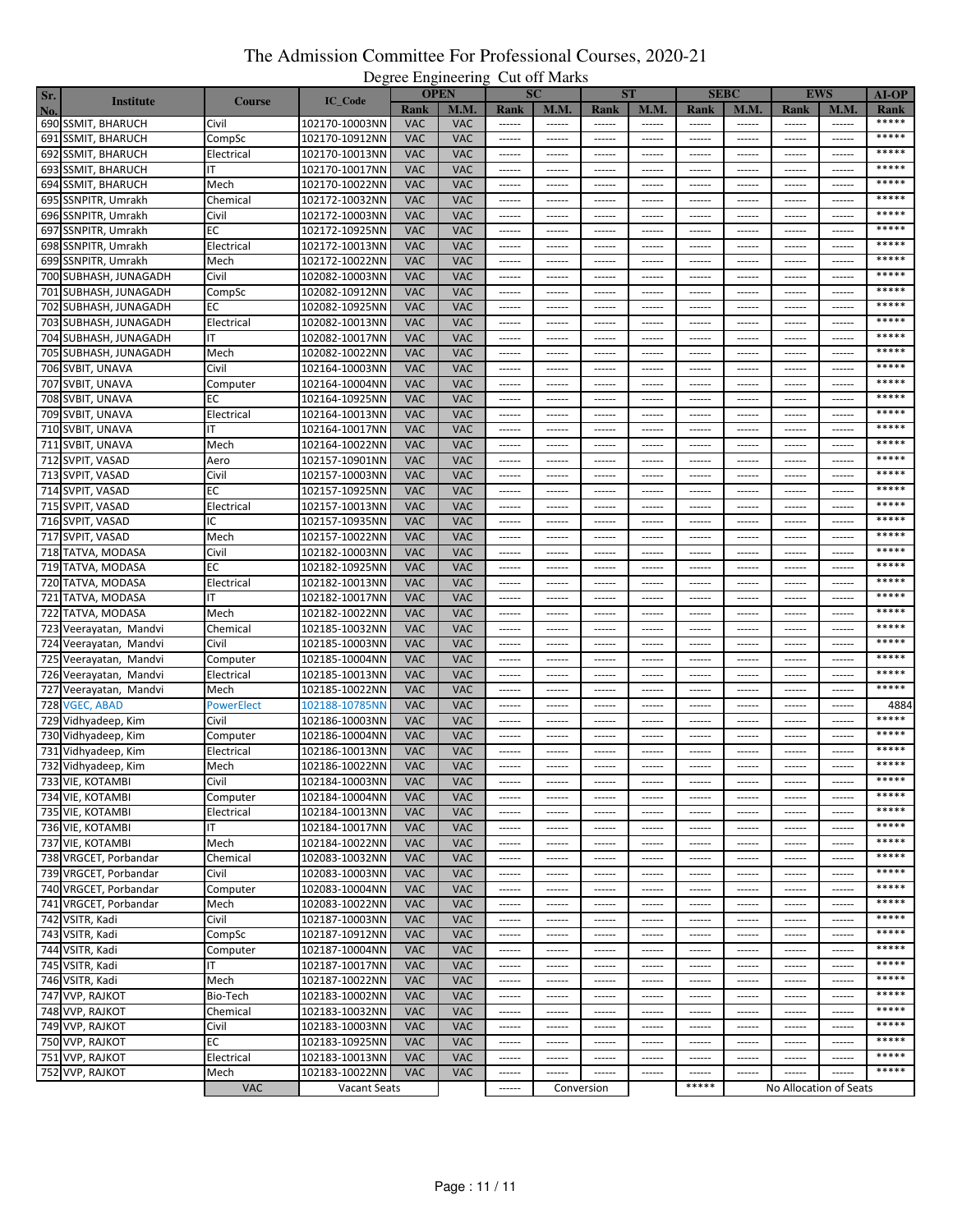# The Admission Committee For Professional Courses, 2020-21

## Degree Engineering Cut off Marks

| Sr. No. | Institute | Course | IC_Code | OPEN | | SC | | ST | | SEBC | | EWS | | AI-OP |
|---|---|---|---|---|---|---|---|---|---|---|---|---|---|---|
| | | | | Rank | M.M. | Rank | M.M. | Rank | M.M. | Rank | M.M. | Rank | M.M. | Rank |
| 690 | SSMIT, BHARUCH | Civil | 102170-10003NN | VAC | VAC | ------ | ------ | ------ | ------ | ------ | ------ | ------ | ------ | ***** |
| 691 | SSMIT, BHARUCH | CompSc | 102170-10912NN | VAC | VAC | ------ | ------ | ------ | ------ | ------ | ------ | ------ | ------ | ***** |
| 692 | SSMIT, BHARUCH | Electrical | 102170-10013NN | VAC | VAC | ------ | ------ | ------ | ------ | ------ | ------ | ------ | ------ | ***** |
| 693 | SSMIT, BHARUCH | IT | 102170-10017NN | VAC | VAC | ------ | ------ | ------ | ------ | ------ | ------ | ------ | ------ | ***** |
| 694 | SSMIT, BHARUCH | Mech | 102170-10022NN | VAC | VAC | ------ | ------ | ------ | ------ | ------ | ------ | ------ | ------ | ***** |
| 695 | SSNPITR, Umrakh | Chemical | 102172-10032NN | VAC | VAC | ------ | ------ | ------ | ------ | ------ | ------ | ------ | ------ | ***** |
| 696 | SSNPITR, Umrakh | Civil | 102172-10003NN | VAC | VAC | ------ | ------ | ------ | ------ | ------ | ------ | ------ | ------ | ***** |
| 697 | SSNPITR, Umrakh | EC | 102172-10925NN | VAC | VAC | ------ | ------ | ------ | ------ | ------ | ------ | ------ | ------ | ***** |
| 698 | SSNPITR, Umrakh | Electrical | 102172-10013NN | VAC | VAC | ------ | ------ | ------ | ------ | ------ | ------ | ------ | ------ | ***** |
| 699 | SSNPITR, Umrakh | Mech | 102172-10022NN | VAC | VAC | ------ | ------ | ------ | ------ | ------ | ------ | ------ | ------ | ***** |
| 700 | SUBHASH, JUNAGADH | Civil | 102082-10003NN | VAC | VAC | ------ | ------ | ------ | ------ | ------ | ------ | ------ | ------ | ***** |
| 701 | SUBHASH, JUNAGADH | CompSc | 102082-10912NN | VAC | VAC | ------ | ------ | ------ | ------ | ------ | ------ | ------ | ------ | ***** |
| 702 | SUBHASH, JUNAGADH | EC | 102082-10925NN | VAC | VAC | ------ | ------ | ------ | ------ | ------ | ------ | ------ | ------ | ***** |
| 703 | SUBHASH, JUNAGADH | Electrical | 102082-10013NN | VAC | VAC | ------ | ------ | ------ | ------ | ------ | ------ | ------ | ------ | ***** |
| 704 | SUBHASH, JUNAGADH | IT | 102082-10017NN | VAC | VAC | ------ | ------ | ------ | ------ | ------ | ------ | ------ | ------ | ***** |
| 705 | SUBHASH, JUNAGADH | Mech | 102082-10022NN | VAC | VAC | ------ | ------ | ------ | ------ | ------ | ------ | ------ | ------ | ***** |
| 706 | SVBIT, UNAVA | Civil | 102164-10003NN | VAC | VAC | ------ | ------ | ------ | ------ | ------ | ------ | ------ | ------ | ***** |
| 707 | SVBIT, UNAVA | Computer | 102164-10004NN | VAC | VAC | ------ | ------ | ------ | ------ | ------ | ------ | ------ | ------ | ***** |
| 708 | SVBIT, UNAVA | EC | 102164-10925NN | VAC | VAC | ------ | ------ | ------ | ------ | ------ | ------ | ------ | ------ | ***** |
| 709 | SVBIT, UNAVA | Electrical | 102164-10013NN | VAC | VAC | ------ | ------ | ------ | ------ | ------ | ------ | ------ | ------ | ***** |
| 710 | SVBIT, UNAVA | IT | 102164-10017NN | VAC | VAC | ------ | ------ | ------ | ------ | ------ | ------ | ------ | ------ | ***** |
| 711 | SVBIT, UNAVA | Mech | 102164-10022NN | VAC | VAC | ------ | ------ | ------ | ------ | ------ | ------ | ------ | ------ | ***** |
| 712 | SVPIT, VASAD | Aero | 102157-10901NN | VAC | VAC | ------ | ------ | ------ | ------ | ------ | ------ | ------ | ------ | ***** |
| 713 | SVPIT, VASAD | Civil | 102157-10003NN | VAC | VAC | ------ | ------ | ------ | ------ | ------ | ------ | ------ | ------ | ***** |
| 714 | SVPIT, VASAD | EC | 102157-10925NN | VAC | VAC | ------ | ------ | ------ | ------ | ------ | ------ | ------ | ------ | ***** |
| 715 | SVPIT, VASAD | Electrical | 102157-10013NN | VAC | VAC | ------ | ------ | ------ | ------ | ------ | ------ | ------ | ------ | ***** |
| 716 | SVPIT, VASAD | IC | 102157-10935NN | VAC | VAC | ------ | ------ | ------ | ------ | ------ | ------ | ------ | ------ | ***** |
| 717 | SVPIT, VASAD | Mech | 102157-10022NN | VAC | VAC | ------ | ------ | ------ | ------ | ------ | ------ | ------ | ------ | ***** |
| 718 | TATVA, MODASA | Civil | 102182-10003NN | VAC | VAC | ------ | ------ | ------ | ------ | ------ | ------ | ------ | ------ | ***** |
| 719 | TATVA, MODASA | EC | 102182-10925NN | VAC | VAC | ------ | ------ | ------ | ------ | ------ | ------ | ------ | ------ | ***** |
| 720 | TATVA, MODASA | Electrical | 102182-10013NN | VAC | VAC | ------ | ------ | ------ | ------ | ------ | ------ | ------ | ------ | ***** |
| 721 | TATVA, MODASA | IT | 102182-10017NN | VAC | VAC | ------ | ------ | ------ | ------ | ------ | ------ | ------ | ------ | ***** |
| 722 | TATVA, MODASA | Mech | 102182-10022NN | VAC | VAC | ------ | ------ | ------ | ------ | ------ | ------ | ------ | ------ | ***** |
| 723 | Veerayatan, Mandvi | Chemical | 102185-10032NN | VAC | VAC | ------ | ------ | ------ | ------ | ------ | ------ | ------ | ------ | ***** |
| 724 | Veerayatan, Mandvi | Civil | 102185-10003NN | VAC | VAC | ------ | ------ | ------ | ------ | ------ | ------ | ------ | ------ | ***** |
| 725 | Veerayatan, Mandvi | Computer | 102185-10004NN | VAC | VAC | ------ | ------ | ------ | ------ | ------ | ------ | ------ | ------ | ***** |
| 726 | Veerayatan, Mandvi | Electrical | 102185-10013NN | VAC | VAC | ------ | ------ | ------ | ------ | ------ | ------ | ------ | ------ | ***** |
| 727 | Veerayatan, Mandvi | Mech | 102185-10022NN | VAC | VAC | ------ | ------ | ------ | ------ | ------ | ------ | ------ | ------ | ***** |
| 728 | VGEC, ABAD | PowerElect | 102188-10785NN | VAC | VAC | ------ | ------ | ------ | ------ | ------ | ------ | ------ | ------ | 4884 |
| 729 | Vidhyadeep, Kim | Civil | 102186-10003NN | VAC | VAC | ------ | ------ | ------ | ------ | ------ | ------ | ------ | ------ | ***** |
| 730 | Vidhyadeep, Kim | Computer | 102186-10004NN | VAC | VAC | ------ | ------ | ------ | ------ | ------ | ------ | ------ | ------ | ***** |
| 731 | Vidhyadeep, Kim | Electrical | 102186-10013NN | VAC | VAC | ------ | ------ | ------ | ------ | ------ | ------ | ------ | ------ | ***** |
| 732 | Vidhyadeep, Kim | Mech | 102186-10022NN | VAC | VAC | ------ | ------ | ------ | ------ | ------ | ------ | ------ | ------ | ***** |
| 733 | VIE, KOTAMBI | Civil | 102184-10003NN | VAC | VAC | ------ | ------ | ------ | ------ | ------ | ------ | ------ | ------ | ***** |
| 734 | VIE, KOTAMBI | Computer | 102184-10004NN | VAC | VAC | ------ | ------ | ------ | ------ | ------ | ------ | ------ | ------ | ***** |
| 735 | VIE, KOTAMBI | Electrical | 102184-10013NN | VAC | VAC | ------ | ------ | ------ | ------ | ------ | ------ | ------ | ------ | ***** |
| 736 | VIE, KOTAMBI | IT | 102184-10017NN | VAC | VAC | ------ | ------ | ------ | ------ | ------ | ------ | ------ | ------ | ***** |
| 737 | VIE, KOTAMBI | Mech | 102184-10022NN | VAC | VAC | ------ | ------ | ------ | ------ | ------ | ------ | ------ | ------ | ***** |
| 738 | VRGCET, Porbandar | Chemical | 102083-10032NN | VAC | VAC | ------ | ------ | ------ | ------ | ------ | ------ | ------ | ------ | ***** |
| 739 | VRGCET, Porbandar | Civil | 102083-10003NN | VAC | VAC | ------ | ------ | ------ | ------ | ------ | ------ | ------ | ------ | ***** |
| 740 | VRGCET, Porbandar | Computer | 102083-10004NN | VAC | VAC | ------ | ------ | ------ | ------ | ------ | ------ | ------ | ------ | ***** |
| 741 | VRGCET, Porbandar | Mech | 102083-10022NN | VAC | VAC | ------ | ------ | ------ | ------ | ------ | ------ | ------ | ------ | ***** |
| 742 | VSITR, Kadi | Civil | 102187-10003NN | VAC | VAC | ------ | ------ | ------ | ------ | ------ | ------ | ------ | ------ | ***** |
| 743 | VSITR, Kadi | CompSc | 102187-10912NN | VAC | VAC | ------ | ------ | ------ | ------ | ------ | ------ | ------ | ------ | ***** |
| 744 | VSITR, Kadi | Computer | 102187-10004NN | VAC | VAC | ------ | ------ | ------ | ------ | ------ | ------ | ------ | ------ | ***** |
| 745 | VSITR, Kadi | IT | 102187-10017NN | VAC | VAC | ------ | ------ | ------ | ------ | ------ | ------ | ------ | ------ | ***** |
| 746 | VSITR, Kadi | Mech | 102187-10022NN | VAC | VAC | ------ | ------ | ------ | ------ | ------ | ------ | ------ | ------ | ***** |
| 747 | VVP, RAJKOT | Bio-Tech | 102183-10002NN | VAC | VAC | ------ | ------ | ------ | ------ | ------ | ------ | ------ | ------ | ***** |
| 748 | VVP, RAJKOT | Chemical | 102183-10032NN | VAC | VAC | ------ | ------ | ------ | ------ | ------ | ------ | ------ | ------ | ***** |
| 749 | VVP, RAJKOT | Civil | 102183-10003NN | VAC | VAC | ------ | ------ | ------ | ------ | ------ | ------ | ------ | ------ | ***** |
| 750 | VVP, RAJKOT | EC | 102183-10925NN | VAC | VAC | ------ | ------ | ------ | ------ | ------ | ------ | ------ | ------ | ***** |
| 751 | VVP, RAJKOT | Electrical | 102183-10013NN | VAC | VAC | ------ | ------ | ------ | ------ | ------ | ------ | ------ | ------ | ***** |
| 752 | VVP, RAJKOT | Mech | 102183-10022NN | VAC | VAC | ------ | ------ | ------ | ------ | ------ | ------ | ------ | ------ | ***** |

| | | | | | |
|---|---|---|---|---|---|
| VAC | Vacant Seats | ------ | Conversion | ***** | No Allocation of Seats |